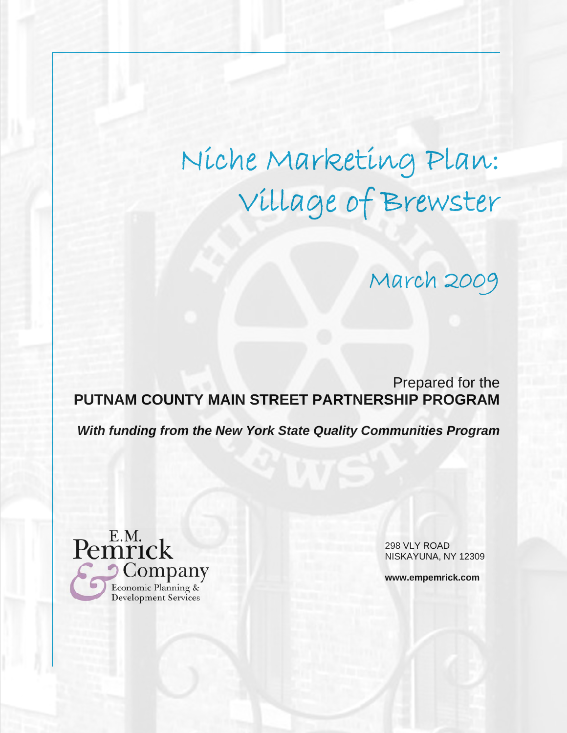# Niche Marketing Plan: Village of Brewster

## March 2009

Prepared for the
**PUTNAM COUNTY MAIN STREET PARTNERSHIP PROGRAM**

***With funding from the New York State Quality Communities Program***

E.M. Pemrick & Company
Economic Planning & Development Services

298 VLY ROAD
NISKAYUNA, NY 12309

**www.empemrick.com**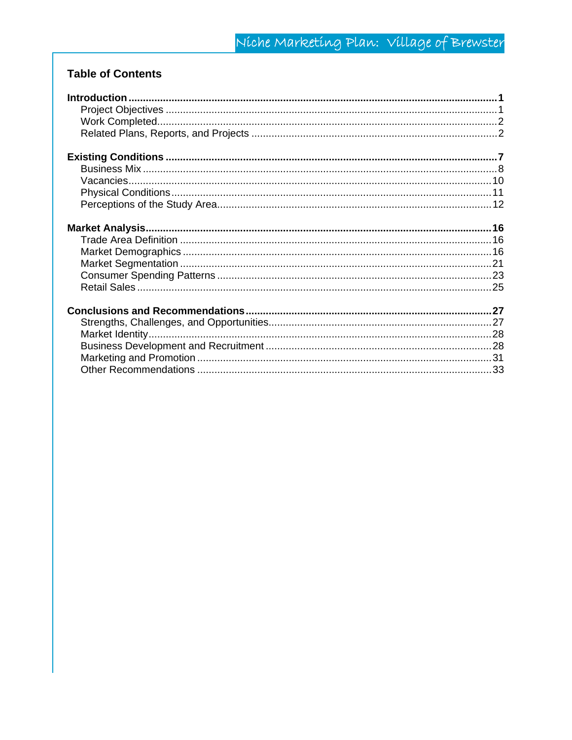## Table of Contents

**Introduction** ........ **1**
- Project Objectives ........ 1
- Work Completed ........ 2
- Related Plans, Reports, and Projects ........ 2

**Existing Conditions** ........ **7**
- Business Mix ........ 8
- Vacancies ........ 10
- Physical Conditions ........ 11
- Perceptions of the Study Area ........ 12

**Market Analysis** ........ **16**
- Trade Area Definition ........ 16
- Market Demographics ........ 16
- Market Segmentation ........ 21
- Consumer Spending Patterns ........ 23
- Retail Sales ........ 25

**Conclusions and Recommendations** ........ **27**
- Strengths, Challenges, and Opportunities ........ 27
- Market Identity ........ 28
- Business Development and Recruitment ........ 28
- Marketing and Promotion ........ 31
- Other Recommendations ........ 33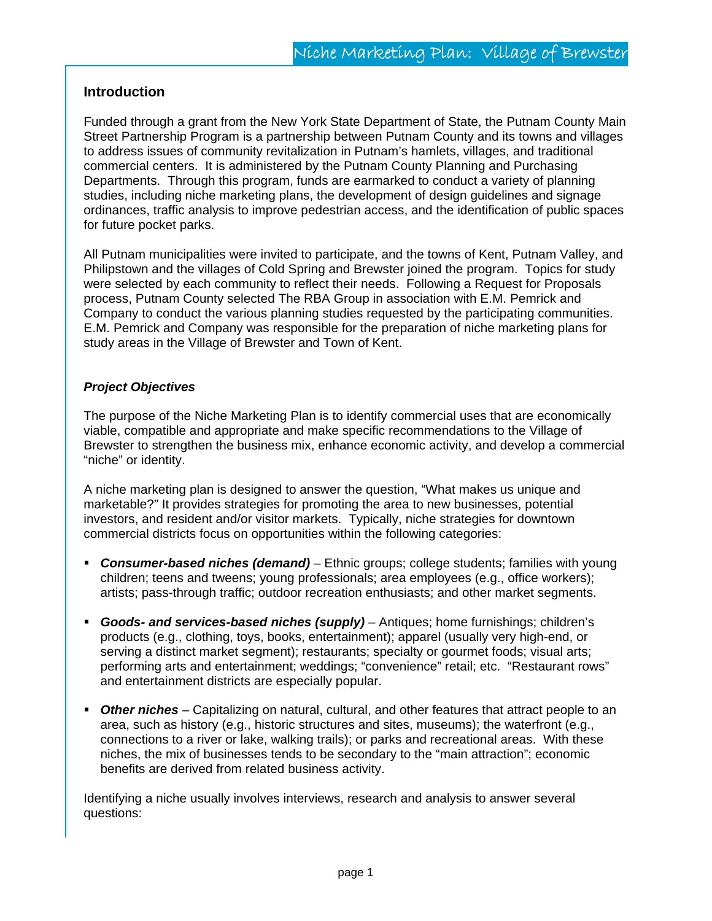## Introduction

Funded through a grant from the New York State Department of State, the Putnam County Main Street Partnership Program is a partnership between Putnam County and its towns and villages to address issues of community revitalization in Putnam's hamlets, villages, and traditional commercial centers. It is administered by the Putnam County Planning and Purchasing Departments. Through this program, funds are earmarked to conduct a variety of planning studies, including niche marketing plans, the development of design guidelines and signage ordinances, traffic analysis to improve pedestrian access, and the identification of public spaces for future pocket parks.

All Putnam municipalities were invited to participate, and the towns of Kent, Putnam Valley, and Philipstown and the villages of Cold Spring and Brewster joined the program. Topics for study were selected by each community to reflect their needs. Following a Request for Proposals process, Putnam County selected The RBA Group in association with E.M. Pemrick and Company to conduct the various planning studies requested by the participating communities. E.M. Pemrick and Company was responsible for the preparation of niche marketing plans for study areas in the Village of Brewster and Town of Kent.

### *Project Objectives*

The purpose of the Niche Marketing Plan is to identify commercial uses that are economically viable, compatible and appropriate and make specific recommendations to the Village of Brewster to strengthen the business mix, enhance economic activity, and develop a commercial "niche" or identity.

A niche marketing plan is designed to answer the question, "What makes us unique and marketable?" It provides strategies for promoting the area to new businesses, potential investors, and resident and/or visitor markets. Typically, niche strategies for downtown commercial districts focus on opportunities within the following categories:

- ***Consumer-based niches (demand)*** – Ethnic groups; college students; families with young children; teens and tweens; young professionals; area employees (e.g., office workers); artists; pass-through traffic; outdoor recreation enthusiasts; and other market segments.

- ***Goods- and services-based niches (supply)*** – Antiques; home furnishings; children's products (e.g., clothing, toys, books, entertainment); apparel (usually very high-end, or serving a distinct market segment); restaurants; specialty or gourmet foods; visual arts; performing arts and entertainment; weddings; "convenience" retail; etc. "Restaurant rows" and entertainment districts are especially popular.

- ***Other niches*** – Capitalizing on natural, cultural, and other features that attract people to an area, such as history (e.g., historic structures and sites, museums); the waterfront (e.g., connections to a river or lake, walking trails); or parks and recreational areas. With these niches, the mix of businesses tends to be secondary to the "main attraction"; economic benefits are derived from related business activity.

Identifying a niche usually involves interviews, research and analysis to answer several questions: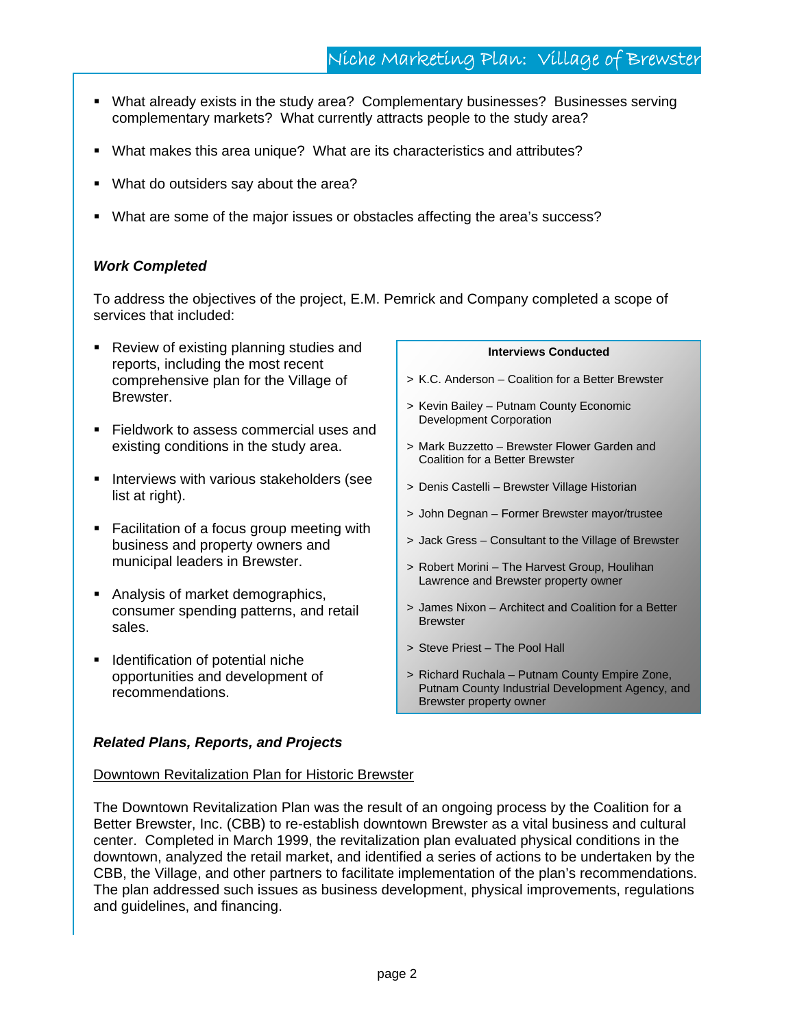- What already exists in the study area? Complementary businesses? Businesses serving complementary markets? What currently attracts people to the study area?

- What makes this area unique? What are its characteristics and attributes?

- What do outsiders say about the area?

- What are some of the major issues or obstacles affecting the area's success?

### *Work Completed*

To address the objectives of the project, E.M. Pemrick and Company completed a scope of services that included:

- Review of existing planning studies and reports, including the most recent comprehensive plan for the Village of Brewster.

- Fieldwork to assess commercial uses and existing conditions in the study area.

- Interviews with various stakeholders (see list at right).

- Facilitation of a focus group meeting with business and property owners and municipal leaders in Brewster.

- Analysis of market demographics, consumer spending patterns, and retail sales.

- Identification of potential niche opportunities and development of recommendations.

**Interviews Conducted**

> K.C. Anderson – Coalition for a Better Brewster

> Kevin Bailey – Putnam County Economic Development Corporation

> Mark Buzzetto – Brewster Flower Garden and Coalition for a Better Brewster

> Denis Castelli – Brewster Village Historian

> John Degnan – Former Brewster mayor/trustee

> Jack Gress – Consultant to the Village of Brewster

> Robert Morini – The Harvest Group, Houlihan Lawrence and Brewster property owner

> James Nixon – Architect and Coalition for a Better Brewster

> Steve Priest – The Pool Hall

> Richard Ruchala – Putnam County Empire Zone, Putnam County Industrial Development Agency, and Brewster property owner

### *Related Plans, Reports, and Projects*

<u>Downtown Revitalization Plan for Historic Brewster</u>

The Downtown Revitalization Plan was the result of an ongoing process by the Coalition for a Better Brewster, Inc. (CBB) to re-establish downtown Brewster as a vital business and cultural center. Completed in March 1999, the revitalization plan evaluated physical conditions in the downtown, analyzed the retail market, and identified a series of actions to be undertaken by the CBB, the Village, and other partners to facilitate implementation of the plan's recommendations. The plan addressed such issues as business development, physical improvements, regulations and guidelines, and financing.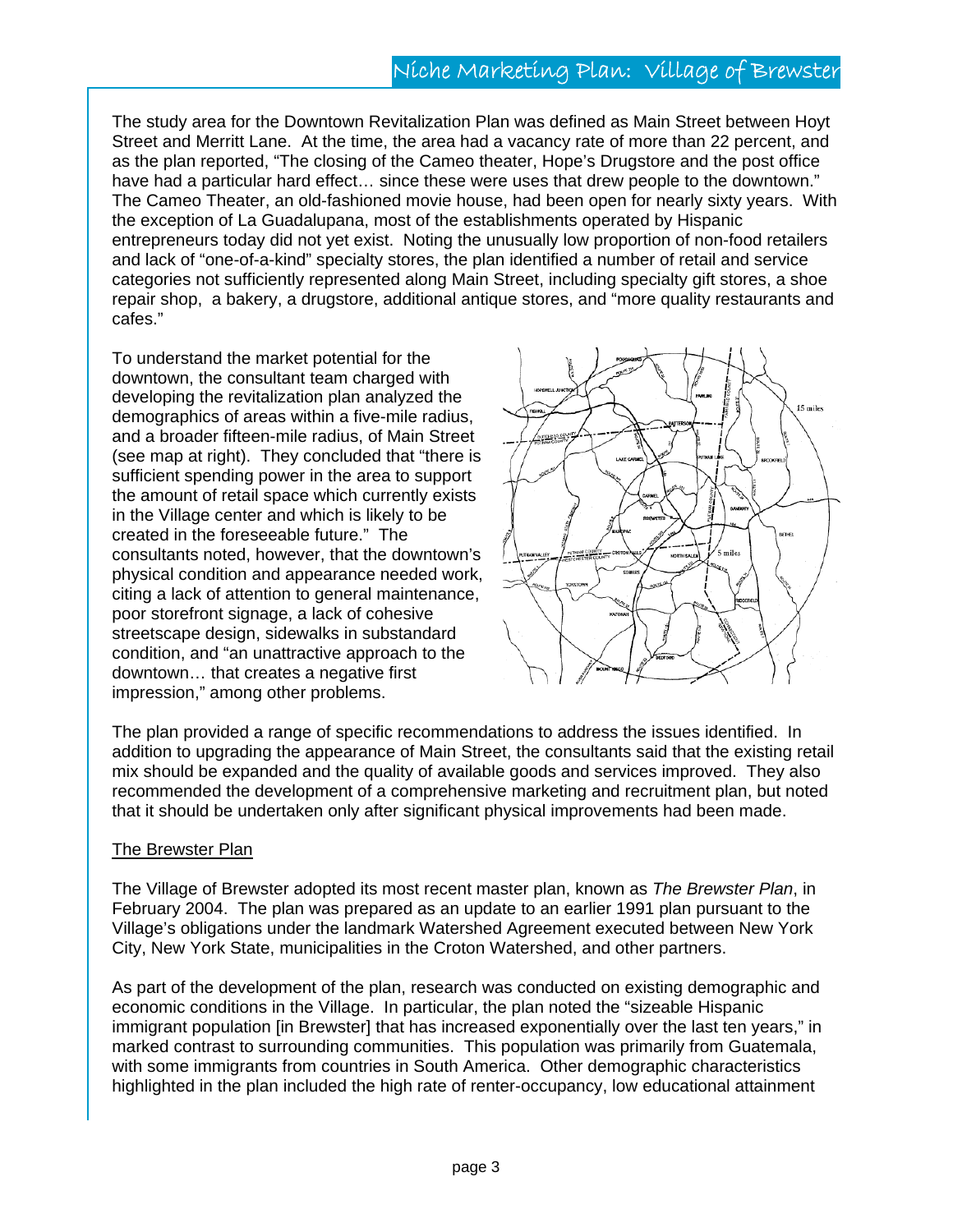The study area for the Downtown Revitalization Plan was defined as Main Street between Hoyt Street and Merritt Lane. At the time, the area had a vacancy rate of more than 22 percent, and as the plan reported, "The closing of the Cameo theater, Hope's Drugstore and the post office have had a particular hard effect… since these were uses that drew people to the downtown." The Cameo Theater, an old-fashioned movie house, had been open for nearly sixty years. With the exception of La Guadalupana, most of the establishments operated by Hispanic entrepreneurs today did not yet exist. Noting the unusually low proportion of non-food retailers and lack of "one-of-a-kind" specialty stores, the plan identified a number of retail and service categories not sufficiently represented along Main Street, including specialty gift stores, a shoe repair shop, a bakery, a drugstore, additional antique stores, and "more quality restaurants and cafes."

To understand the market potential for the downtown, the consultant team charged with developing the revitalization plan analyzed the demographics of areas within a five-mile radius, and a broader fifteen-mile radius, of Main Street (see map at right). They concluded that "there is sufficient spending power in the area to support the amount of retail space which currently exists in the Village center and which is likely to be created in the foreseeable future." The consultants noted, however, that the downtown's physical condition and appearance needed work, citing a lack of attention to general maintenance, poor storefront signage, a lack of cohesive streetscape design, sidewalks in substandard condition, and "an unattractive approach to the downtown… that creates a negative first impression," among other problems.

The plan provided a range of specific recommendations to address the issues identified. In addition to upgrading the appearance of Main Street, the consultants said that the existing retail mix should be expanded and the quality of available goods and services improved. They also recommended the development of a comprehensive marketing and recruitment plan, but noted that it should be undertaken only after significant physical improvements had been made.

<u>The Brewster Plan</u>

The Village of Brewster adopted its most recent master plan, known as *The Brewster Plan*, in February 2004. The plan was prepared as an update to an earlier 1991 plan pursuant to the Village's obligations under the landmark Watershed Agreement executed between New York City, New York State, municipalities in the Croton Watershed, and other partners.

As part of the development of the plan, research was conducted on existing demographic and economic conditions in the Village. In particular, the plan noted the "sizeable Hispanic immigrant population [in Brewster] that has increased exponentially over the last ten years," in marked contrast to surrounding communities. This population was primarily from Guatemala, with some immigrants from countries in South America. Other demographic characteristics highlighted in the plan included the high rate of renter-occupancy, low educational attainment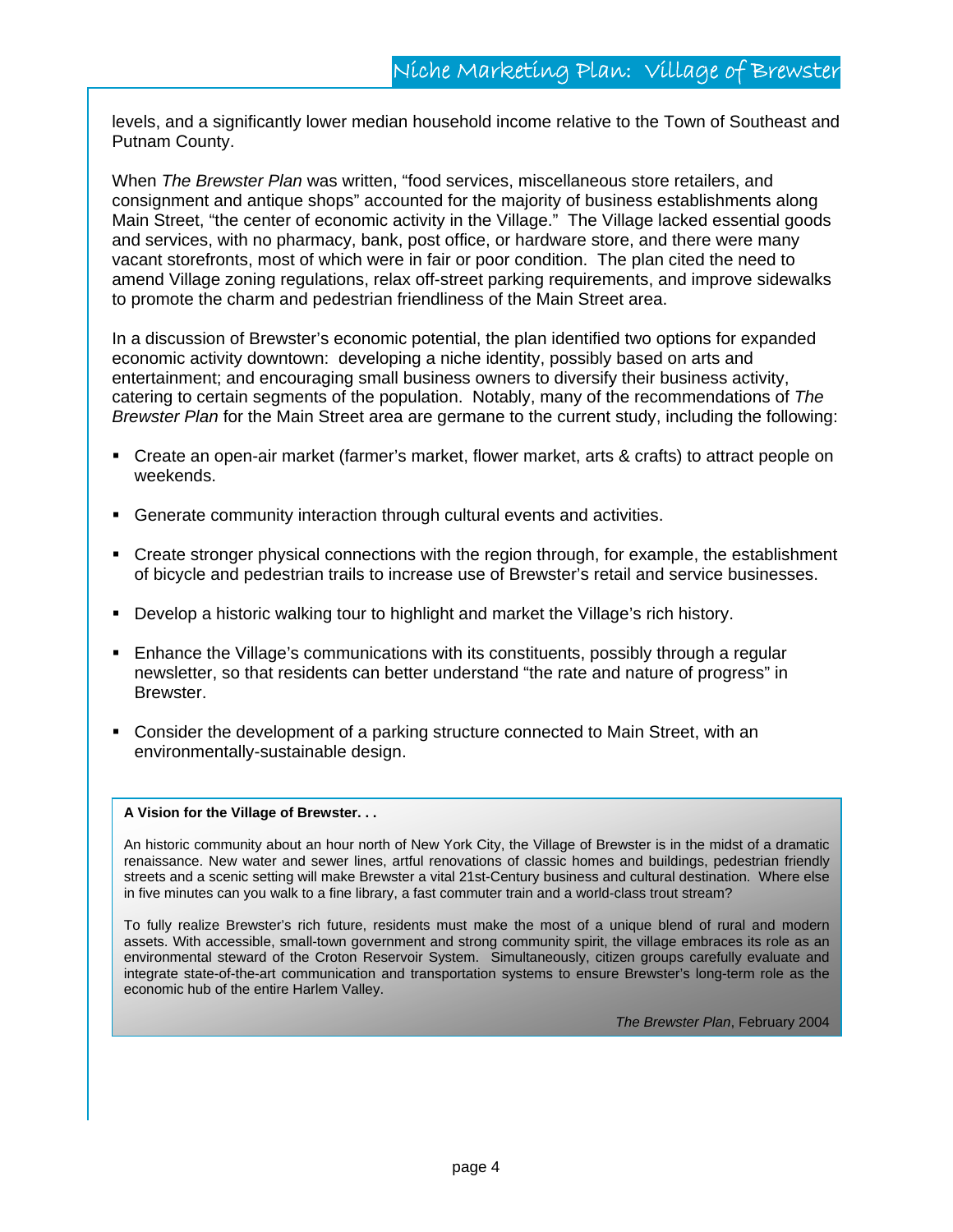levels, and a significantly lower median household income relative to the Town of Southeast and Putnam County.

When *The Brewster Plan* was written, "food services, miscellaneous store retailers, and consignment and antique shops" accounted for the majority of business establishments along Main Street, "the center of economic activity in the Village." The Village lacked essential goods and services, with no pharmacy, bank, post office, or hardware store, and there were many vacant storefronts, most of which were in fair or poor condition. The plan cited the need to amend Village zoning regulations, relax off-street parking requirements, and improve sidewalks to promote the charm and pedestrian friendliness of the Main Street area.

In a discussion of Brewster's economic potential, the plan identified two options for expanded economic activity downtown: developing a niche identity, possibly based on arts and entertainment; and encouraging small business owners to diversify their business activity, catering to certain segments of the population. Notably, many of the recommendations of *The Brewster Plan* for the Main Street area are germane to the current study, including the following:

- Create an open-air market (farmer's market, flower market, arts & crafts) to attract people on weekends.
- Generate community interaction through cultural events and activities.
- Create stronger physical connections with the region through, for example, the establishment of bicycle and pedestrian trails to increase use of Brewster's retail and service businesses.
- Develop a historic walking tour to highlight and market the Village's rich history.
- Enhance the Village's communications with its constituents, possibly through a regular newsletter, so that residents can better understand "the rate and nature of progress" in Brewster.
- Consider the development of a parking structure connected to Main Street, with an environmentally-sustainable design.

**A Vision for the Village of Brewster. . .**

An historic community about an hour north of New York City, the Village of Brewster is in the midst of a dramatic renaissance. New water and sewer lines, artful renovations of classic homes and buildings, pedestrian friendly streets and a scenic setting will make Brewster a vital 21st-Century business and cultural destination. Where else in five minutes can you walk to a fine library, a fast commuter train and a world-class trout stream?

To fully realize Brewster's rich future, residents must make the most of a unique blend of rural and modern assets. With accessible, small-town government and strong community spirit, the village embraces its role as an environmental steward of the Croton Reservoir System. Simultaneously, citizen groups carefully evaluate and integrate state-of-the-art communication and transportation systems to ensure Brewster's long-term role as the economic hub of the entire Harlem Valley.

*The Brewster Plan*, February 2004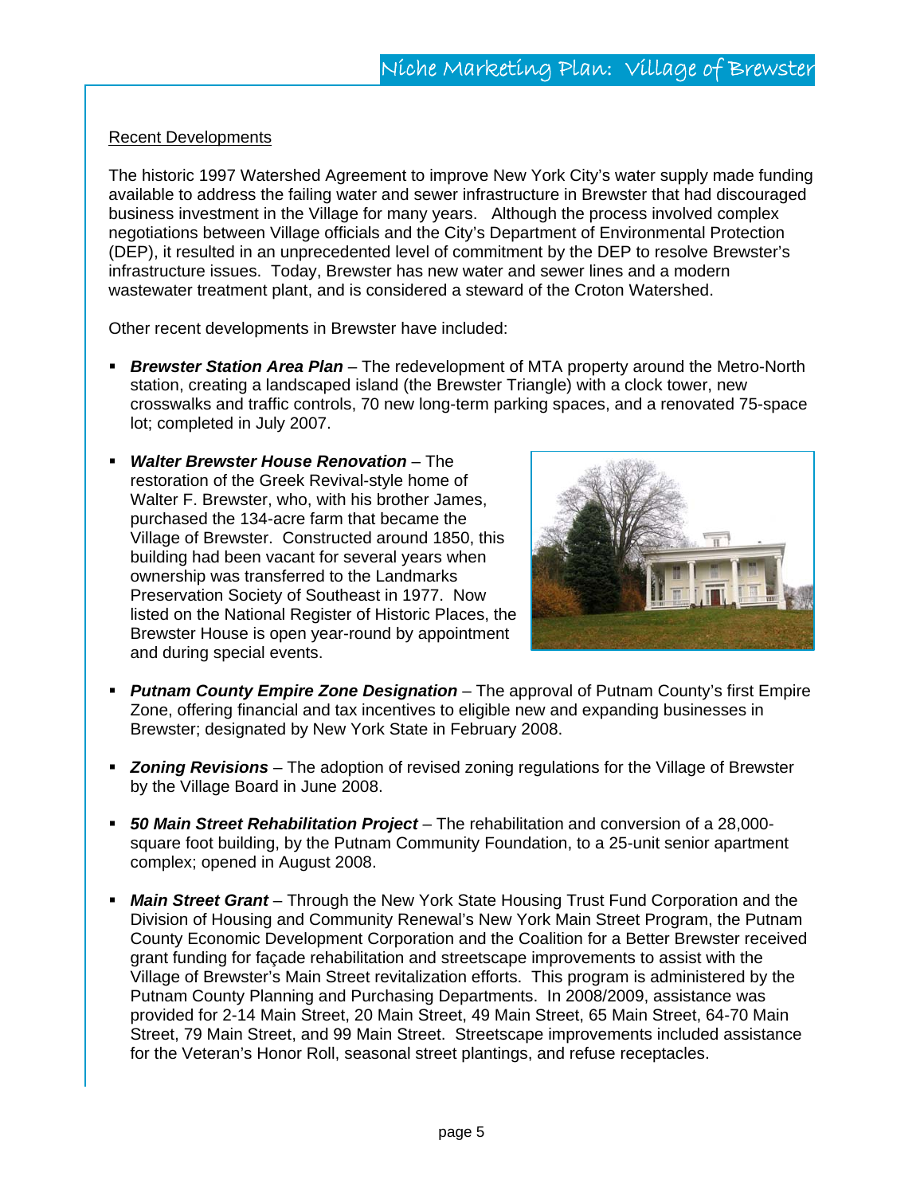## Recent Developments

The historic 1997 Watershed Agreement to improve New York City's water supply made funding available to address the failing water and sewer infrastructure in Brewster that had discouraged business investment in the Village for many years. Although the process involved complex negotiations between Village officials and the City's Department of Environmental Protection (DEP), it resulted in an unprecedented level of commitment by the DEP to resolve Brewster's infrastructure issues. Today, Brewster has new water and sewer lines and a modern wastewater treatment plant, and is considered a steward of the Croton Watershed.

Other recent developments in Brewster have included:

- ***Brewster Station Area Plan*** – The redevelopment of MTA property around the Metro-North station, creating a landscaped island (the Brewster Triangle) with a clock tower, new crosswalks and traffic controls, 70 new long-term parking spaces, and a renovated 75-space lot; completed in July 2007.
- ***Walter Brewster House Renovation*** – The restoration of the Greek Revival-style home of Walter F. Brewster, who, with his brother James, purchased the 134-acre farm that became the Village of Brewster. Constructed around 1850, this building had been vacant for several years when ownership was transferred to the Landmarks Preservation Society of Southeast in 1977. Now listed on the National Register of Historic Places, the Brewster House is open year-round by appointment and during special events.
- ***Putnam County Empire Zone Designation*** – The approval of Putnam County's first Empire Zone, offering financial and tax incentives to eligible new and expanding businesses in Brewster; designated by New York State in February 2008.
- ***Zoning Revisions*** – The adoption of revised zoning regulations for the Village of Brewster by the Village Board in June 2008.
- ***50 Main Street Rehabilitation Project*** – The rehabilitation and conversion of a 28,000-square foot building, by the Putnam Community Foundation, to a 25-unit senior apartment complex; opened in August 2008.
- ***Main Street Grant*** – Through the New York State Housing Trust Fund Corporation and the Division of Housing and Community Renewal's New York Main Street Program, the Putnam County Economic Development Corporation and the Coalition for a Better Brewster received grant funding for façade rehabilitation and streetscape improvements to assist with the Village of Brewster's Main Street revitalization efforts. This program is administered by the Putnam County Planning and Purchasing Departments. In 2008/2009, assistance was provided for 2-14 Main Street, 20 Main Street, 49 Main Street, 65 Main Street, 64-70 Main Street, 79 Main Street, and 99 Main Street. Streetscape improvements included assistance for the Veteran's Honor Roll, seasonal street plantings, and refuse receptacles.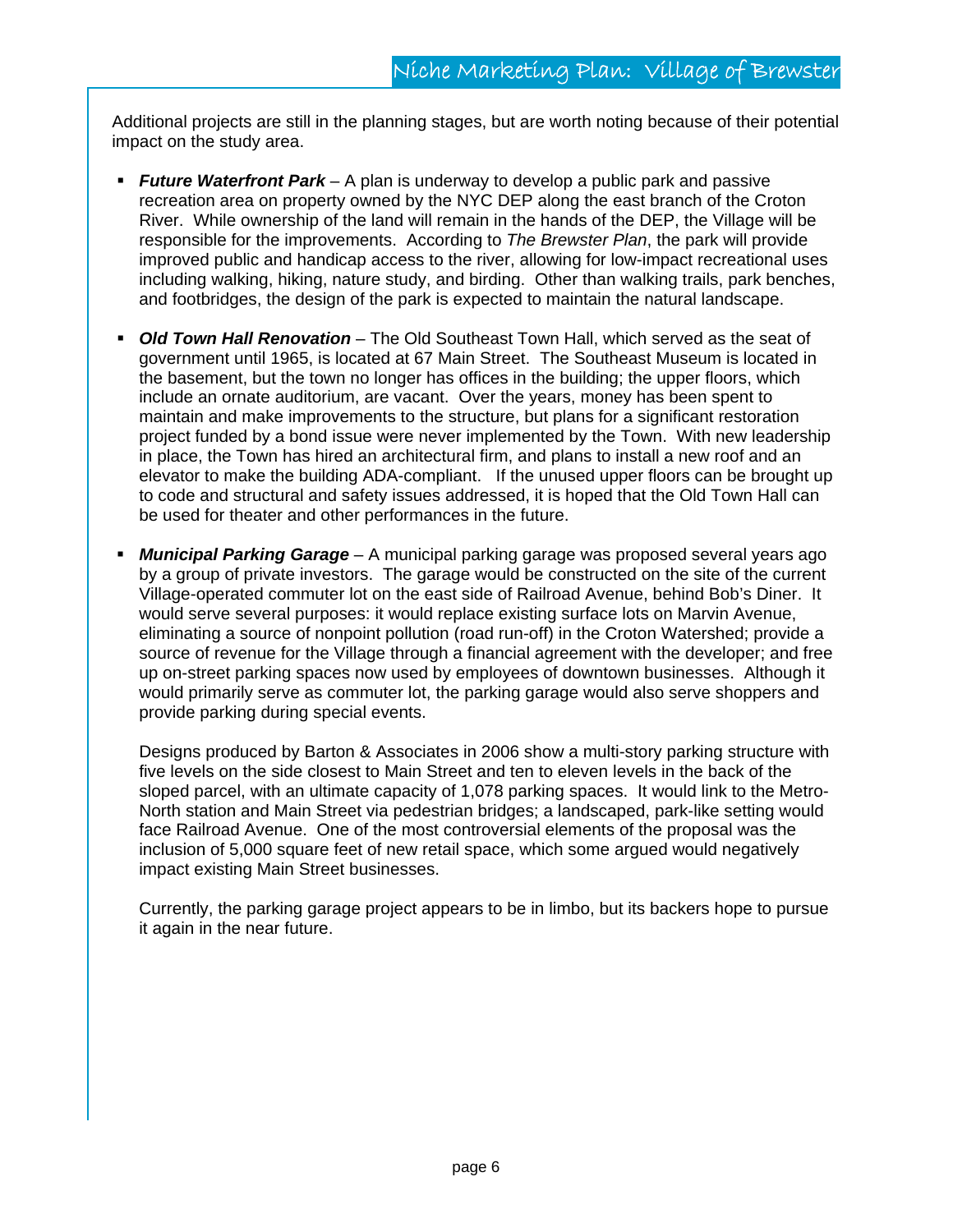Additional projects are still in the planning stages, but are worth noting because of their potential impact on the study area.

- ***Future Waterfront Park*** – A plan is underway to develop a public park and passive recreation area on property owned by the NYC DEP along the east branch of the Croton River. While ownership of the land will remain in the hands of the DEP, the Village will be responsible for the improvements. According to *The Brewster Plan*, the park will provide improved public and handicap access to the river, allowing for low-impact recreational uses including walking, hiking, nature study, and birding. Other than walking trails, park benches, and footbridges, the design of the park is expected to maintain the natural landscape.

- ***Old Town Hall Renovation*** – The Old Southeast Town Hall, which served as the seat of government until 1965, is located at 67 Main Street. The Southeast Museum is located in the basement, but the town no longer has offices in the building; the upper floors, which include an ornate auditorium, are vacant. Over the years, money has been spent to maintain and make improvements to the structure, but plans for a significant restoration project funded by a bond issue were never implemented by the Town. With new leadership in place, the Town has hired an architectural firm, and plans to install a new roof and an elevator to make the building ADA-compliant. If the unused upper floors can be brought up to code and structural and safety issues addressed, it is hoped that the Old Town Hall can be used for theater and other performances in the future.

- ***Municipal Parking Garage*** – A municipal parking garage was proposed several years ago by a group of private investors. The garage would be constructed on the site of the current Village-operated commuter lot on the east side of Railroad Avenue, behind Bob's Diner. It would serve several purposes: it would replace existing surface lots on Marvin Avenue, eliminating a source of nonpoint pollution (road run-off) in the Croton Watershed; provide a source of revenue for the Village through a financial agreement with the developer; and free up on-street parking spaces now used by employees of downtown businesses. Although it would primarily serve as commuter lot, the parking garage would also serve shoppers and provide parking during special events.

  Designs produced by Barton & Associates in 2006 show a multi-story parking structure with five levels on the side closest to Main Street and ten to eleven levels in the back of the sloped parcel, with an ultimate capacity of 1,078 parking spaces. It would link to the Metro-North station and Main Street via pedestrian bridges; a landscaped, park-like setting would face Railroad Avenue. One of the most controversial elements of the proposal was the inclusion of 5,000 square feet of new retail space, which some argued would negatively impact existing Main Street businesses.

  Currently, the parking garage project appears to be in limbo, but its backers hope to pursue it again in the near future.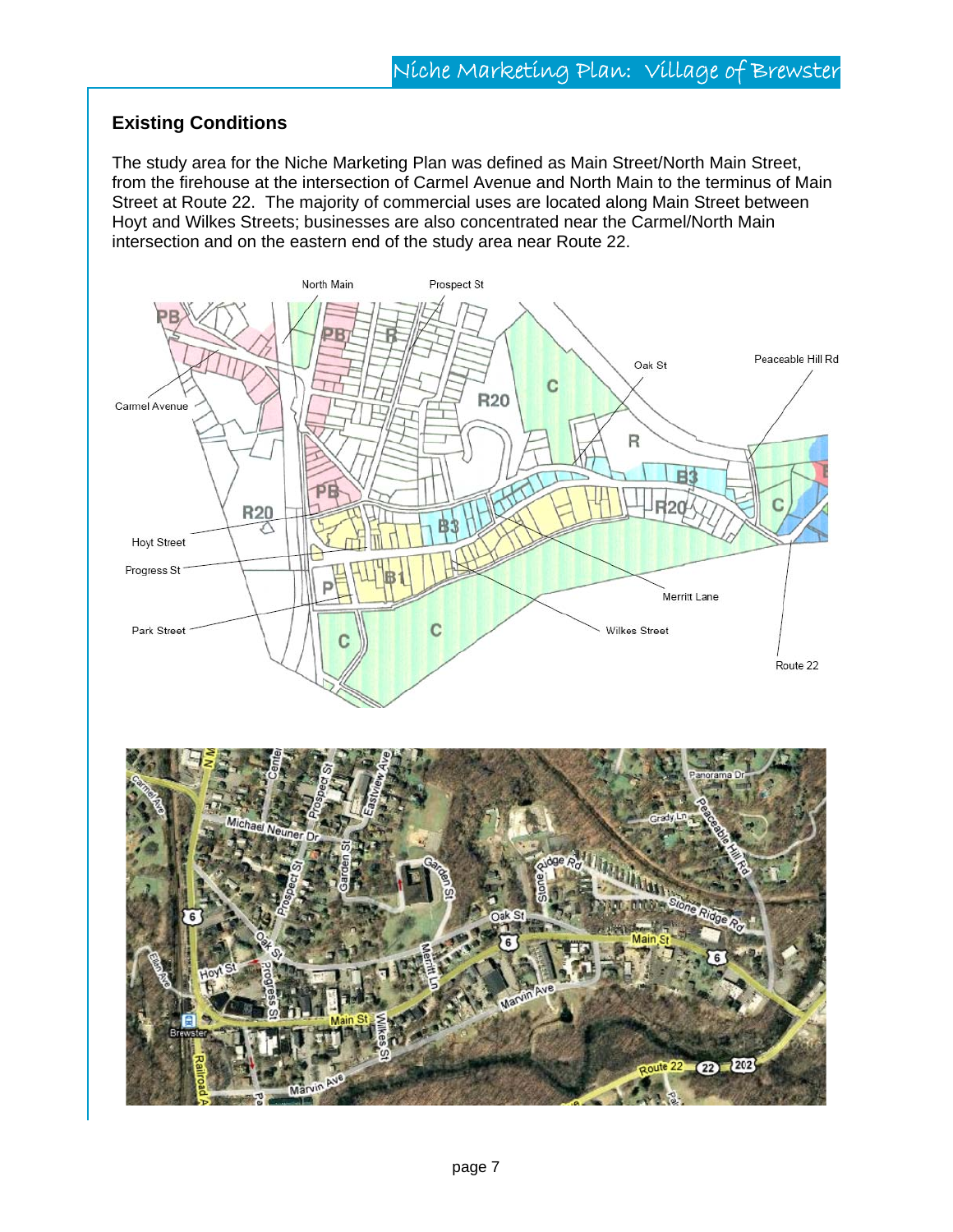## Existing Conditions

The study area for the Niche Marketing Plan was defined as Main Street/North Main Street, from the firehouse at the intersection of Carmel Avenue and North Main to the terminus of Main Street at Route 22. The majority of commercial uses are located along Main Street between Hoyt and Wilkes Streets; businesses are also concentrated near the Carmel/North Main intersection and on the eastern end of the study area near Route 22.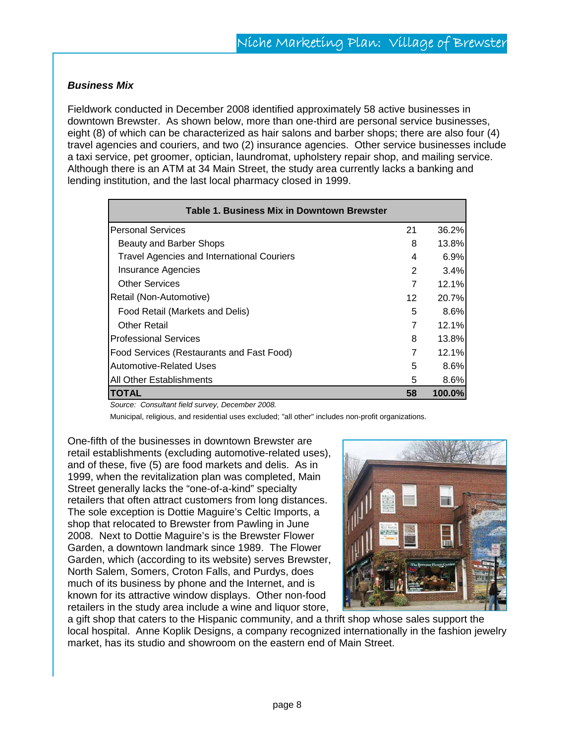### *Business Mix*

Fieldwork conducted in December 2008 identified approximately 58 active businesses in downtown Brewster. As shown below, more than one-third are personal service businesses, eight (8) of which can be characterized as hair salons and barber shops; there are also four (4) travel agencies and couriers, and two (2) insurance agencies. Other service businesses include a taxi service, pet groomer, optician, laundromat, upholstery repair shop, and mailing service. Although there is an ATM at 34 Main Street, the study area currently lacks a banking and lending institution, and the last local pharmacy closed in 1999.

**Table 1. Business Mix in Downtown Brewster**

| | | |
|---|---|---|
| Personal Services | 21 | 36.2% |
| Beauty and Barber Shops | 8 | 13.8% |
| Travel Agencies and International Couriers | 4 | 6.9% |
| Insurance Agencies | 2 | 3.4% |
| Other Services | 7 | 12.1% |
| Retail (Non-Automotive) | 12 | 20.7% |
| Food Retail (Markets and Delis) | 5 | 8.6% |
| Other Retail | 7 | 12.1% |
| Professional Services | 8 | 13.8% |
| Food Services (Restaurants and Fast Food) | 7 | 12.1% |
| Automotive-Related Uses | 5 | 8.6% |
| All Other Establishments | 5 | 8.6% |
| **TOTAL** | **58** | **100.0%** |

*Source: Consultant field survey, December 2008.*

Municipal, religious, and residential uses excluded; "all other" includes non-profit organizations.

One-fifth of the businesses in downtown Brewster are retail establishments (excluding automotive-related uses), and of these, five (5) are food markets and delis. As in 1999, when the revitalization plan was completed, Main Street generally lacks the "one-of-a-kind" specialty retailers that often attract customers from long distances. The sole exception is Dottie Maguire's Celtic Imports, a shop that relocated to Brewster from Pawling in June 2008. Next to Dottie Maguire's is the Brewster Flower Garden, a downtown landmark since 1989. The Flower Garden, which (according to its website) serves Brewster, North Salem, Somers, Croton Falls, and Purdys, does much of its business by phone and the Internet, and is known for its attractive window displays. Other non-food retailers in the study area include a wine and liquor store, a gift shop that caters to the Hispanic community, and a thrift shop whose sales support the local hospital. Anne Koplik Designs, a company recognized internationally in the fashion jewelry market, has its studio and showroom on the eastern end of Main Street.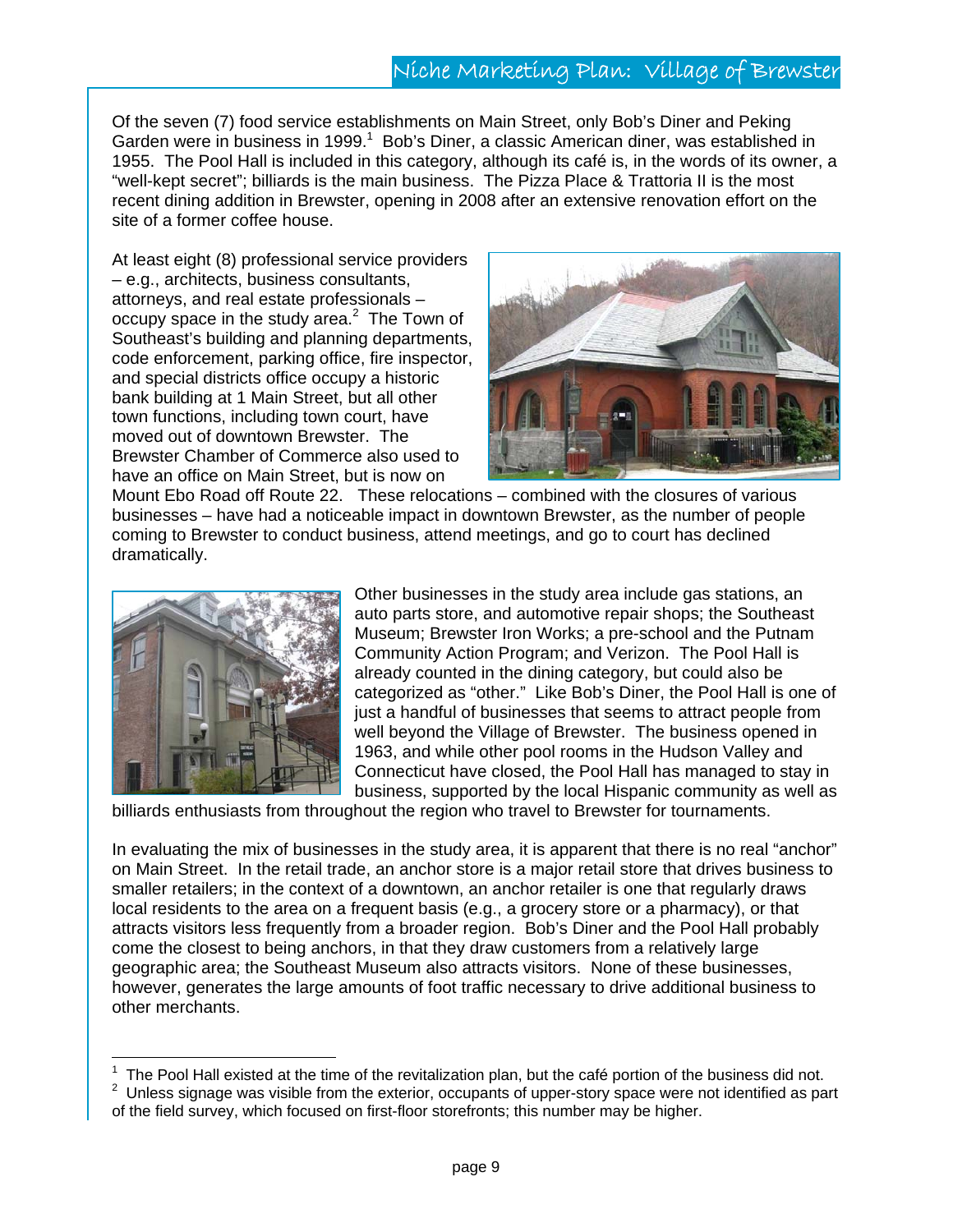Of the seven (7) food service establishments on Main Street, only Bob's Diner and Peking Garden were in business in 1999.[1] Bob's Diner, a classic American diner, was established in 1955. The Pool Hall is included in this category, although its café is, in the words of its owner, a "well-kept secret"; billiards is the main business. The Pizza Place & Trattoria II is the most recent dining addition in Brewster, opening in 2008 after an extensive renovation effort on the site of a former coffee house.

At least eight (8) professional service providers – e.g., architects, business consultants, attorneys, and real estate professionals – occupy space in the study area.[2] The Town of Southeast's building and planning departments, code enforcement, parking office, fire inspector, and special districts office occupy a historic bank building at 1 Main Street, but all other town functions, including town court, have moved out of downtown Brewster. The Brewster Chamber of Commerce also used to have an office on Main Street, but is now on Mount Ebo Road off Route 22. These relocations – combined with the closures of various businesses – have had a noticeable impact in downtown Brewster, as the number of people coming to Brewster to conduct business, attend meetings, and go to court has declined dramatically.

Other businesses in the study area include gas stations, an auto parts store, and automotive repair shops; the Southeast Museum; Brewster Iron Works; a pre-school and the Putnam Community Action Program; and Verizon. The Pool Hall is already counted in the dining category, but could also be categorized as "other." Like Bob's Diner, the Pool Hall is one of just a handful of businesses that seems to attract people from well beyond the Village of Brewster. The business opened in 1963, and while other pool rooms in the Hudson Valley and Connecticut have closed, the Pool Hall has managed to stay in business, supported by the local Hispanic community as well as billiards enthusiasts from throughout the region who travel to Brewster for tournaments.

In evaluating the mix of businesses in the study area, it is apparent that there is no real "anchor" on Main Street. In the retail trade, an anchor store is a major retail store that drives business to smaller retailers; in the context of a downtown, an anchor retailer is one that regularly draws local residents to the area on a frequent basis (e.g., a grocery store or a pharmacy), or that attracts visitors less frequently from a broader region. Bob's Diner and the Pool Hall probably come the closest to being anchors, in that they draw customers from a relatively large geographic area; the Southeast Museum also attracts visitors. None of these businesses, however, generates the large amounts of foot traffic necessary to drive additional business to other merchants.

---

[1] The Pool Hall existed at the time of the revitalization plan, but the café portion of the business did not.

[2] Unless signage was visible from the exterior, occupants of upper-story space were not identified as part of the field survey, which focused on first-floor storefronts; this number may be higher.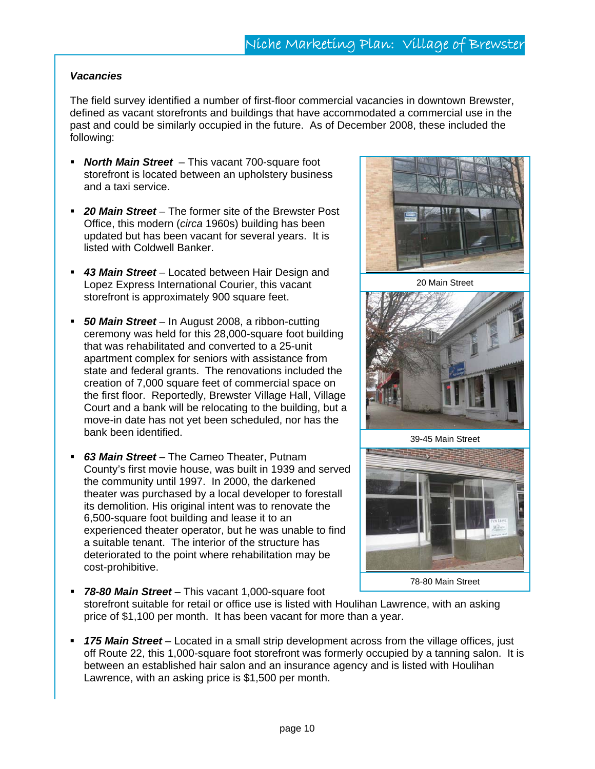### *Vacancies*

The field survey identified a number of first-floor commercial vacancies in downtown Brewster, defined as vacant storefronts and buildings that have accommodated a commercial use in the past and could be similarly occupied in the future. As of December 2008, these included the following:

- ***North Main Street*** – This vacant 700-square foot storefront is located between an upholstery business and a taxi service.
- ***20 Main Street*** – The former site of the Brewster Post Office, this modern (*circa* 1960s) building has been updated but has been vacant for several years. It is listed with Coldwell Banker.
- ***43 Main Street*** – Located between Hair Design and Lopez Express International Courier, this vacant storefront is approximately 900 square feet.
- ***50 Main Street*** – In August 2008, a ribbon-cutting ceremony was held for this 28,000-square foot building that was rehabilitated and converted to a 25-unit apartment complex for seniors with assistance from state and federal grants. The renovations included the creation of 7,000 square feet of commercial space on the first floor. Reportedly, Brewster Village Hall, Village Court and a bank will be relocating to the building, but a move-in date has not yet been scheduled, nor has the bank been identified.
- ***63 Main Street*** – The Cameo Theater, Putnam County's first movie house, was built in 1939 and served the community until 1997. In 2000, the darkened theater was purchased by a local developer to forestall its demolition. His original intent was to renovate the 6,500-square foot building and lease it to an experienced theater operator, but he was unable to find a suitable tenant. The interior of the structure has deteriorated to the point where rehabilitation may be cost-prohibitive.
- ***78-80 Main Street*** – This vacant 1,000-square foot storefront suitable for retail or office use is listed with Houlihan Lawrence, with an asking price of $1,100 per month. It has been vacant for more than a year.
- ***175 Main Street*** – Located in a small strip development across from the village offices, just off Route 22, this 1,000-square foot storefront was formerly occupied by a tanning salon. It is between an established hair salon and an insurance agency and is listed with Houlihan Lawrence, with an asking price is $1,500 per month.

20 Main Street

39-45 Main Street

78-80 Main Street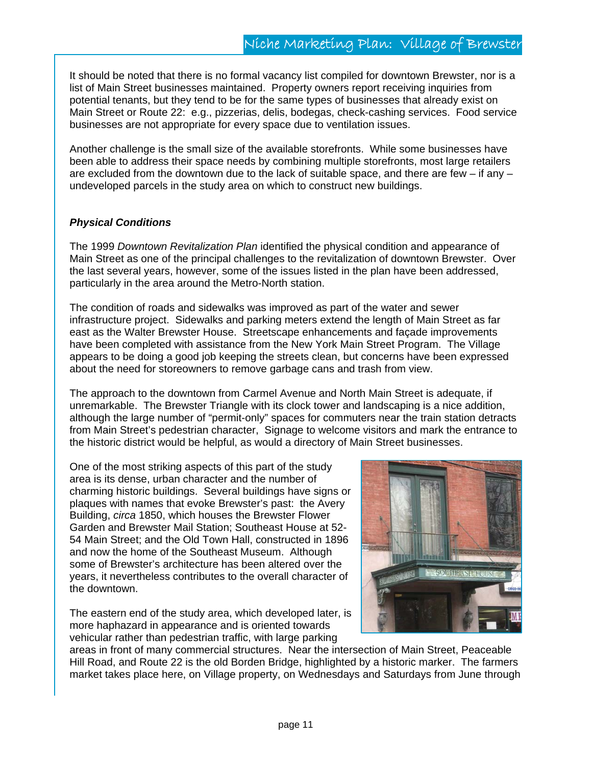It should be noted that there is no formal vacancy list compiled for downtown Brewster, nor is a list of Main Street businesses maintained. Property owners report receiving inquiries from potential tenants, but they tend to be for the same types of businesses that already exist on Main Street or Route 22: e.g., pizzerias, delis, bodegas, check-cashing services. Food service businesses are not appropriate for every space due to ventilation issues.

Another challenge is the small size of the available storefronts. While some businesses have been able to address their space needs by combining multiple storefronts, most large retailers are excluded from the downtown due to the lack of suitable space, and there are few – if any – undeveloped parcels in the study area on which to construct new buildings.

***Physical Conditions***

The 1999 *Downtown Revitalization Plan* identified the physical condition and appearance of Main Street as one of the principal challenges to the revitalization of downtown Brewster. Over the last several years, however, some of the issues listed in the plan have been addressed, particularly in the area around the Metro-North station.

The condition of roads and sidewalks was improved as part of the water and sewer infrastructure project. Sidewalks and parking meters extend the length of Main Street as far east as the Walter Brewster House. Streetscape enhancements and façade improvements have been completed with assistance from the New York Main Street Program. The Village appears to be doing a good job keeping the streets clean, but concerns have been expressed about the need for storeowners to remove garbage cans and trash from view.

The approach to the downtown from Carmel Avenue and North Main Street is adequate, if unremarkable. The Brewster Triangle with its clock tower and landscaping is a nice addition, although the large number of "permit-only" spaces for commuters near the train station detracts from Main Street's pedestrian character, Signage to welcome visitors and mark the entrance to the historic district would be helpful, as would a directory of Main Street businesses.

One of the most striking aspects of this part of the study area is its dense, urban character and the number of charming historic buildings. Several buildings have signs or plaques with names that evoke Brewster's past: the Avery Building, *circa* 1850, which houses the Brewster Flower Garden and Brewster Mail Station; Southeast House at 52-54 Main Street; and the Old Town Hall, constructed in 1896 and now the home of the Southeast Museum. Although some of Brewster's architecture has been altered over the years, it nevertheless contributes to the overall character of the downtown.

The eastern end of the study area, which developed later, is more haphazard in appearance and is oriented towards vehicular rather than pedestrian traffic, with large parking areas in front of many commercial structures. Near the intersection of Main Street, Peaceable Hill Road, and Route 22 is the old Borden Bridge, highlighted by a historic marker. The farmers market takes place here, on Village property, on Wednesdays and Saturdays from June through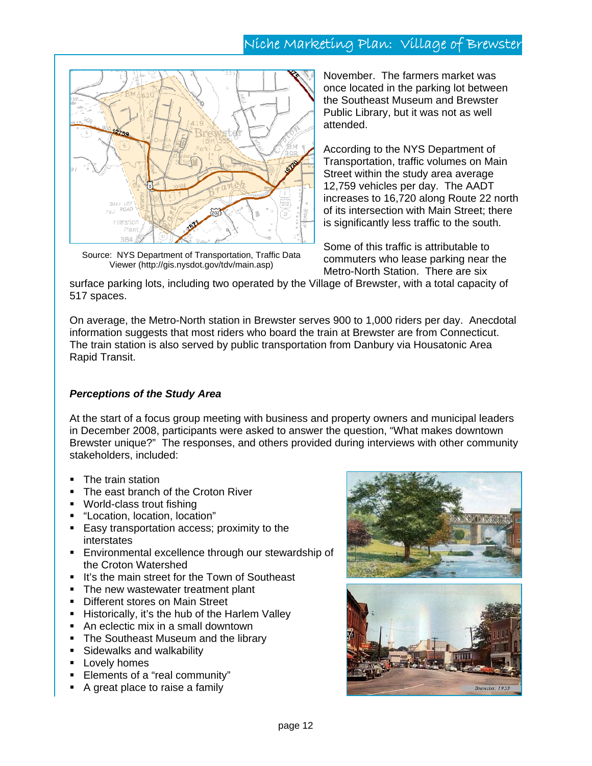Source: NYS Department of Transportation, Traffic Data Viewer (http://gis.nysdot.gov/tdv/main.asp)

November. The farmers market was once located in the parking lot between the Southeast Museum and Brewster Public Library, but it was not as well attended.

According to the NYS Department of Transportation, traffic volumes on Main Street within the study area average 12,759 vehicles per day. The AADT increases to 16,720 along Route 22 north of its intersection with Main Street; there is significantly less traffic to the south.

Some of this traffic is attributable to commuters who lease parking near the Metro-North Station. There are six surface parking lots, including two operated by the Village of Brewster, with a total capacity of 517 spaces.

On average, the Metro-North station in Brewster serves 900 to 1,000 riders per day. Anecdotal information suggests that most riders who board the train at Brewster are from Connecticut. The train station is also served by public transportation from Danbury via Housatonic Area Rapid Transit.

### *Perceptions of the Study Area*

At the start of a focus group meeting with business and property owners and municipal leaders in December 2008, participants were asked to answer the question, "What makes downtown Brewster unique?" The responses, and others provided during interviews with other community stakeholders, included:

- The train station
- The east branch of the Croton River
- World-class trout fishing
- "Location, location, location"
- Easy transportation access; proximity to the interstates
- Environmental excellence through our stewardship of the Croton Watershed
- It's the main street for the Town of Southeast
- The new wastewater treatment plant
- Different stores on Main Street
- Historically, it's the hub of the Harlem Valley
- An eclectic mix in a small downtown
- The Southeast Museum and the library
- Sidewalks and walkability
- Lovely homes
- Elements of a "real community"
- A great place to raise a family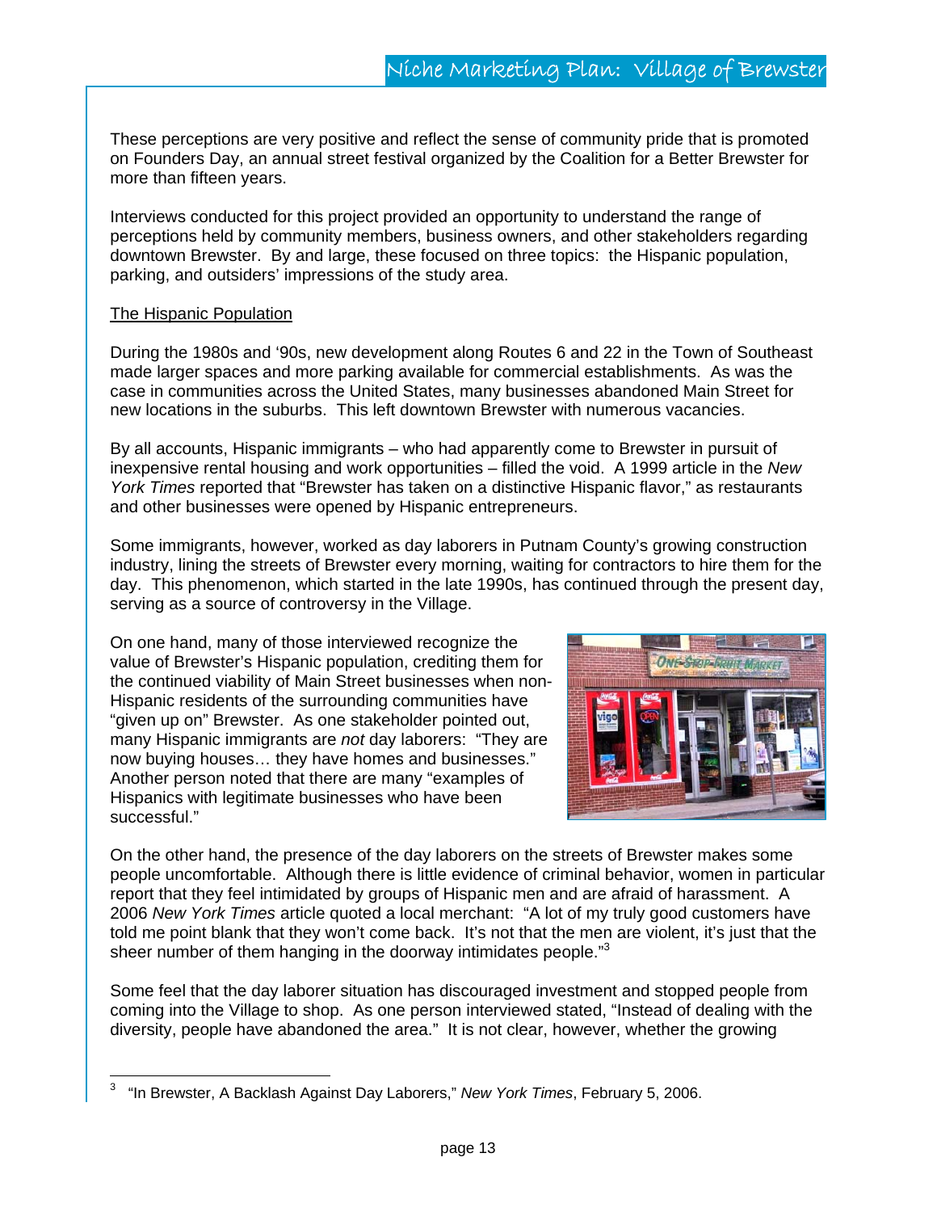These perceptions are very positive and reflect the sense of community pride that is promoted on Founders Day, an annual street festival organized by the Coalition for a Better Brewster for more than fifteen years.

Interviews conducted for this project provided an opportunity to understand the range of perceptions held by community members, business owners, and other stakeholders regarding downtown Brewster. By and large, these focused on three topics: the Hispanic population, parking, and outsiders' impressions of the study area.

The Hispanic Population

During the 1980s and '90s, new development along Routes 6 and 22 in the Town of Southeast made larger spaces and more parking available for commercial establishments. As was the case in communities across the United States, many businesses abandoned Main Street for new locations in the suburbs. This left downtown Brewster with numerous vacancies.

By all accounts, Hispanic immigrants – who had apparently come to Brewster in pursuit of inexpensive rental housing and work opportunities – filled the void. A 1999 article in the *New York Times* reported that "Brewster has taken on a distinctive Hispanic flavor," as restaurants and other businesses were opened by Hispanic entrepreneurs.

Some immigrants, however, worked as day laborers in Putnam County's growing construction industry, lining the streets of Brewster every morning, waiting for contractors to hire them for the day. This phenomenon, which started in the late 1990s, has continued through the present day, serving as a source of controversy in the Village.

On one hand, many of those interviewed recognize the value of Brewster's Hispanic population, crediting them for the continued viability of Main Street businesses when non-Hispanic residents of the surrounding communities have "given up on" Brewster. As one stakeholder pointed out, many Hispanic immigrants are *not* day laborers: "They are now buying houses… they have homes and businesses." Another person noted that there are many "examples of Hispanics with legitimate businesses who have been successful."

On the other hand, the presence of the day laborers on the streets of Brewster makes some people uncomfortable. Although there is little evidence of criminal behavior, women in particular report that they feel intimidated by groups of Hispanic men and are afraid of harassment. A 2006 *New York Times* article quoted a local merchant: "A lot of my truly good customers have told me point blank that they won't come back. It's not that the men are violent, it's just that the sheer number of them hanging in the doorway intimidates people."[3]

Some feel that the day laborer situation has discouraged investment and stopped people from coming into the Village to shop. As one person interviewed stated, "Instead of dealing with the diversity, people have abandoned the area." It is not clear, however, whether the growing

[3] "In Brewster, A Backlash Against Day Laborers," *New York Times*, February 5, 2006.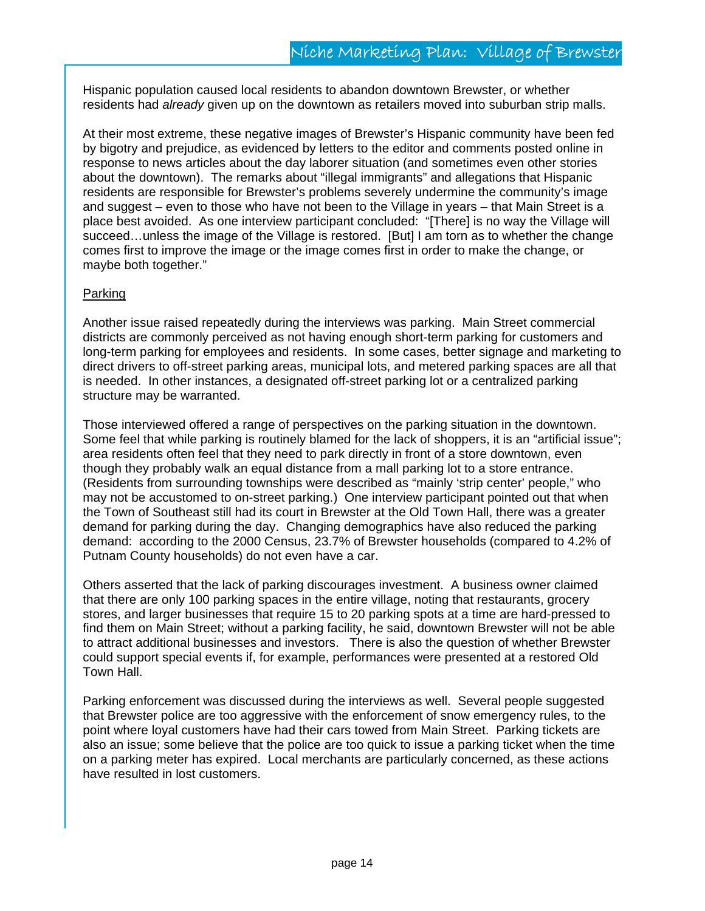Hispanic population caused local residents to abandon downtown Brewster, or whether residents had *already* given up on the downtown as retailers moved into suburban strip malls.

At their most extreme, these negative images of Brewster's Hispanic community have been fed by bigotry and prejudice, as evidenced by letters to the editor and comments posted online in response to news articles about the day laborer situation (and sometimes even other stories about the downtown). The remarks about "illegal immigrants" and allegations that Hispanic residents are responsible for Brewster's problems severely undermine the community's image and suggest – even to those who have not been to the Village in years – that Main Street is a place best avoided. As one interview participant concluded: "[There] is no way the Village will succeed…unless the image of the Village is restored. [But] I am torn as to whether the change comes first to improve the image or the image comes first in order to make the change, or maybe both together."

<u>Parking</u>

Another issue raised repeatedly during the interviews was parking. Main Street commercial districts are commonly perceived as not having enough short-term parking for customers and long-term parking for employees and residents. In some cases, better signage and marketing to direct drivers to off-street parking areas, municipal lots, and metered parking spaces are all that is needed. In other instances, a designated off-street parking lot or a centralized parking structure may be warranted.

Those interviewed offered a range of perspectives on the parking situation in the downtown. Some feel that while parking is routinely blamed for the lack of shoppers, it is an "artificial issue"; area residents often feel that they need to park directly in front of a store downtown, even though they probably walk an equal distance from a mall parking lot to a store entrance. (Residents from surrounding townships were described as "mainly 'strip center' people," who may not be accustomed to on-street parking.) One interview participant pointed out that when the Town of Southeast still had its court in Brewster at the Old Town Hall, there was a greater demand for parking during the day. Changing demographics have also reduced the parking demand: according to the 2000 Census, 23.7% of Brewster households (compared to 4.2% of Putnam County households) do not even have a car.

Others asserted that the lack of parking discourages investment. A business owner claimed that there are only 100 parking spaces in the entire village, noting that restaurants, grocery stores, and larger businesses that require 15 to 20 parking spots at a time are hard-pressed to find them on Main Street; without a parking facility, he said, downtown Brewster will not be able to attract additional businesses and investors. There is also the question of whether Brewster could support special events if, for example, performances were presented at a restored Old Town Hall.

Parking enforcement was discussed during the interviews as well. Several people suggested that Brewster police are too aggressive with the enforcement of snow emergency rules, to the point where loyal customers have had their cars towed from Main Street. Parking tickets are also an issue; some believe that the police are too quick to issue a parking ticket when the time on a parking meter has expired. Local merchants are particularly concerned, as these actions have resulted in lost customers.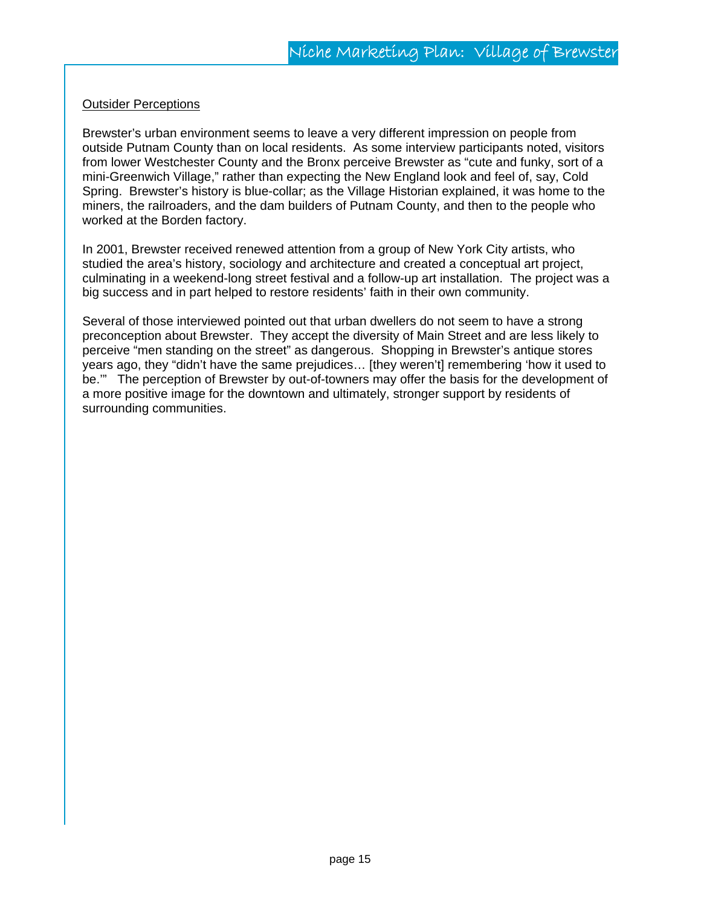## Outsider Perceptions

Brewster's urban environment seems to leave a very different impression on people from outside Putnam County than on local residents. As some interview participants noted, visitors from lower Westchester County and the Bronx perceive Brewster as "cute and funky, sort of a mini-Greenwich Village," rather than expecting the New England look and feel of, say, Cold Spring. Brewster's history is blue-collar; as the Village Historian explained, it was home to the miners, the railroaders, and the dam builders of Putnam County, and then to the people who worked at the Borden factory.

In 2001, Brewster received renewed attention from a group of New York City artists, who studied the area's history, sociology and architecture and created a conceptual art project, culminating in a weekend-long street festival and a follow-up art installation. The project was a big success and in part helped to restore residents' faith in their own community.

Several of those interviewed pointed out that urban dwellers do not seem to have a strong preconception about Brewster. They accept the diversity of Main Street and are less likely to perceive "men standing on the street" as dangerous. Shopping in Brewster's antique stores years ago, they "didn't have the same prejudices… [they weren't] remembering 'how it used to be.'" The perception of Brewster by out-of-towners may offer the basis for the development of a more positive image for the downtown and ultimately, stronger support by residents of surrounding communities.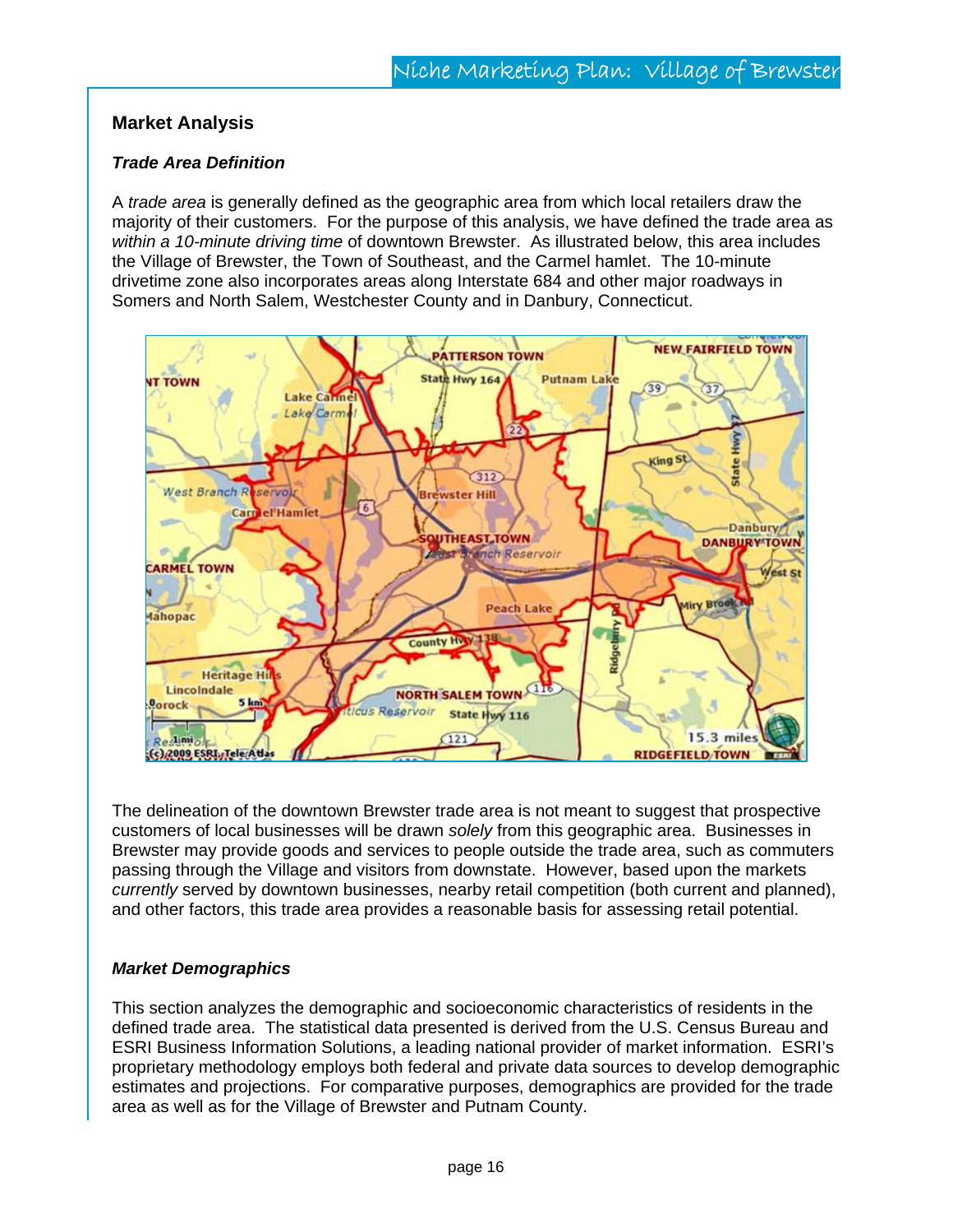## Market Analysis

### *Trade Area Definition*

A *trade area* is generally defined as the geographic area from which local retailers draw the majority of their customers. For the purpose of this analysis, we have defined the trade area as *within a 10-minute driving time* of downtown Brewster. As illustrated below, this area includes the Village of Brewster, the Town of Southeast, and the Carmel hamlet. The 10-minute drivetime zone also incorporates areas along Interstate 684 and other major roadways in Somers and North Salem, Westchester County and in Danbury, Connecticut.

The delineation of the downtown Brewster trade area is not meant to suggest that prospective customers of local businesses will be drawn *solely* from this geographic area. Businesses in Brewster may provide goods and services to people outside the trade area, such as commuters passing through the Village and visitors from downstate. However, based upon the markets *currently* served by downtown businesses, nearby retail competition (both current and planned), and other factors, this trade area provides a reasonable basis for assessing retail potential.

### *Market Demographics*

This section analyzes the demographic and socioeconomic characteristics of residents in the defined trade area. The statistical data presented is derived from the U.S. Census Bureau and ESRI Business Information Solutions, a leading national provider of market information. ESRI's proprietary methodology employs both federal and private data sources to develop demographic estimates and projections. For comparative purposes, demographics are provided for the trade area as well as for the Village of Brewster and Putnam County.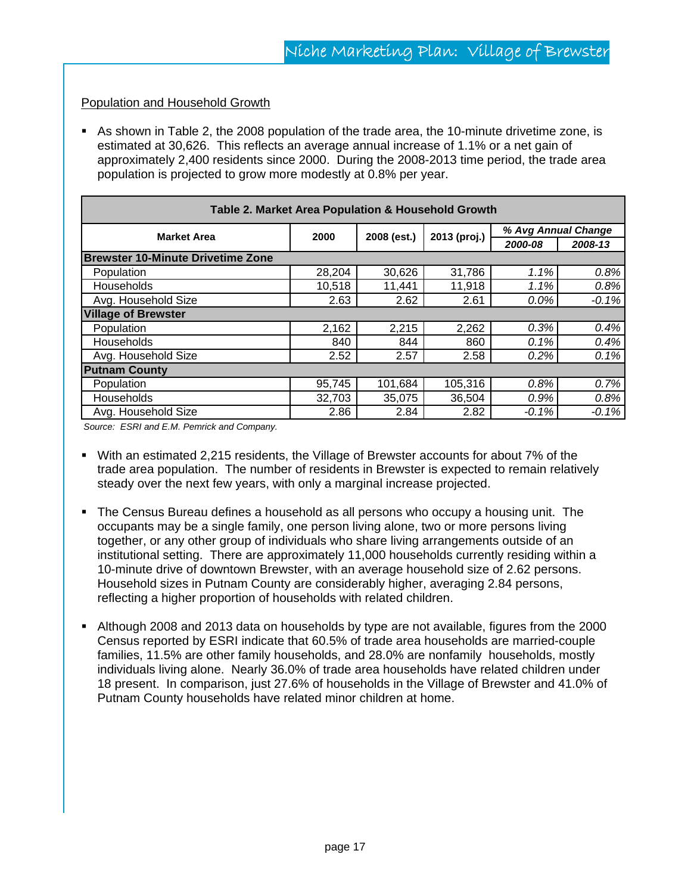## Population and Household Growth

- As shown in Table 2, the 2008 population of the trade area, the 10-minute drivetime zone, is estimated at 30,626. This reflects an average annual increase of 1.1% or a net gain of approximately 2,400 residents since 2000. During the 2008-2013 time period, the trade area population is projected to grow more modestly at 0.8% per year.

**Table 2. Market Area Population & Household Growth**

| Market Area | 2000 | 2008 (est.) | 2013 (proj.) | *% Avg Annual Change* | |
|---|---|---|---|---|---|
| | | | | *2000-08* | *2008-13* |
| **Brewster 10-Minute Drivetime Zone** | | | | | |
| Population | 28,204 | 30,626 | 31,786 | *1.1%* | *0.8%* |
| Households | 10,518 | 11,441 | 11,918 | *1.1%* | *0.8%* |
| Avg. Household Size | 2.63 | 2.62 | 2.61 | *0.0%* | *-0.1%* |
| **Village of Brewster** | | | | | |
| Population | 2,162 | 2,215 | 2,262 | *0.3%* | *0.4%* |
| Households | 840 | 844 | 860 | *0.1%* | *0.4%* |
| Avg. Household Size | 2.52 | 2.57 | 2.58 | *0.2%* | *0.1%* |
| **Putnam County** | | | | | |
| Population | 95,745 | 101,684 | 105,316 | *0.8%* | *0.7%* |
| Households | 32,703 | 35,075 | 36,504 | *0.9%* | *0.8%* |
| Avg. Household Size | 2.86 | 2.84 | 2.82 | *-0.1%* | *-0.1%* |

*Source: ESRI and E.M. Pemrick and Company.*

- With an estimated 2,215 residents, the Village of Brewster accounts for about 7% of the trade area population. The number of residents in Brewster is expected to remain relatively steady over the next few years, with only a marginal increase projected.

- The Census Bureau defines a household as all persons who occupy a housing unit. The occupants may be a single family, one person living alone, two or more persons living together, or any other group of individuals who share living arrangements outside of an institutional setting. There are approximately 11,000 households currently residing within a 10-minute drive of downtown Brewster, with an average household size of 2.62 persons. Household sizes in Putnam County are considerably higher, averaging 2.84 persons, reflecting a higher proportion of households with related children.

- Although 2008 and 2013 data on households by type are not available, figures from the 2000 Census reported by ESRI indicate that 60.5% of trade area households are married-couple families, 11.5% are other family households, and 28.0% are nonfamily households, mostly individuals living alone. Nearly 36.0% of trade area households have related children under 18 present. In comparison, just 27.6% of households in the Village of Brewster and 41.0% of Putnam County households have related minor children at home.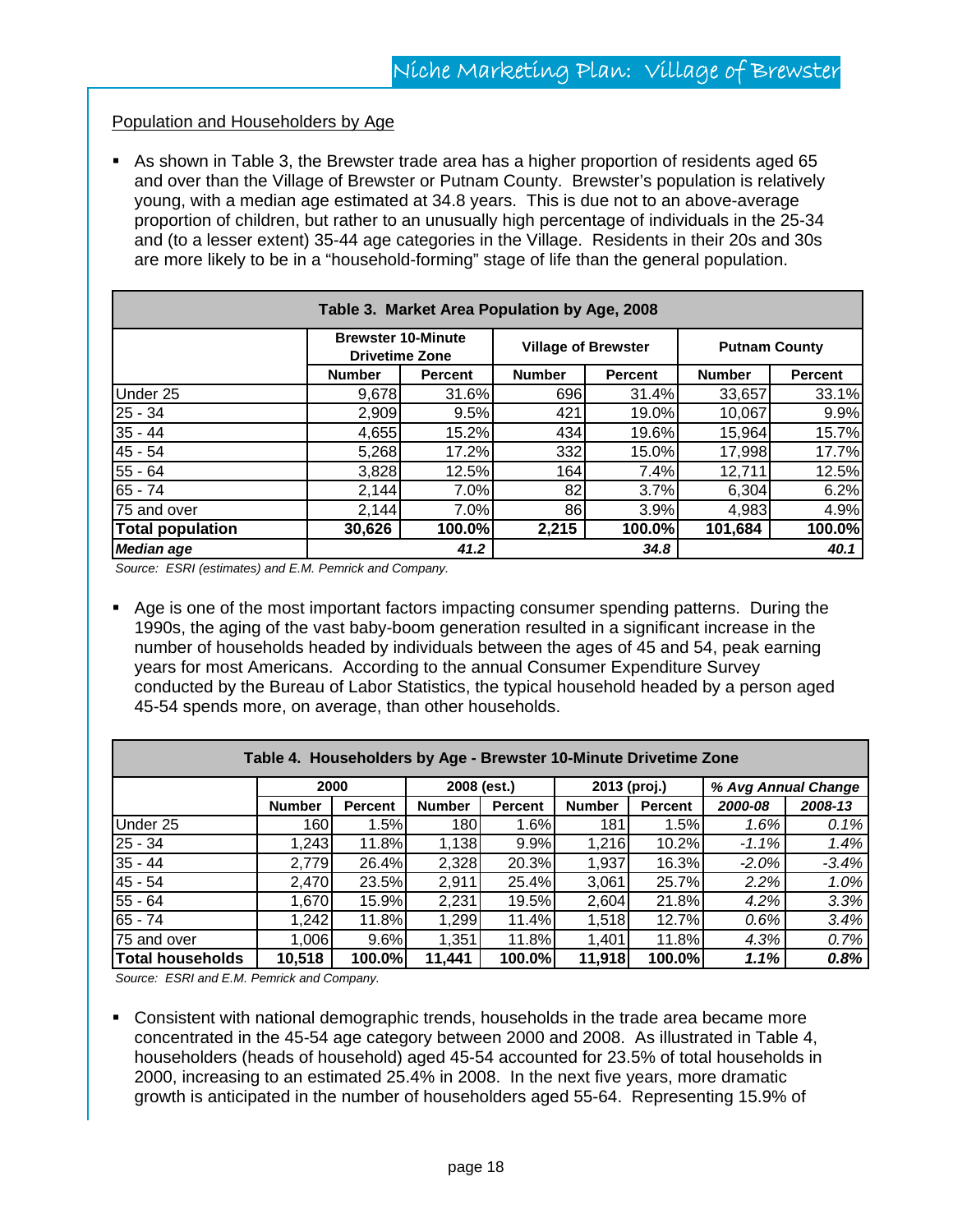Population and Householders by Age

- As shown in Table 3, the Brewster trade area has a higher proportion of residents aged 65 and over than the Village of Brewster or Putnam County. Brewster's population is relatively young, with a median age estimated at 34.8 years. This is due not to an above-average proportion of children, but rather to an unusually high percentage of individuals in the 25-34 and (to a lesser extent) 35-44 age categories in the Village. Residents in their 20s and 30s are more likely to be in a "household-forming" stage of life than the general population.

**Table 3. Market Area Population by Age, 2008**

| | Brewster 10-Minute Drivetime Zone | | Village of Brewster | | Putnam County | |
|---|---|---|---|---|---|---|
| | **Number** | **Percent** | **Number** | **Percent** | **Number** | **Percent** |
| Under 25 | 9,678 | 31.6% | 696 | 31.4% | 33,657 | 33.1% |
| 25 - 34 | 2,909 | 9.5% | 421 | 19.0% | 10,067 | 9.9% |
| 35 - 44 | 4,655 | 15.2% | 434 | 19.6% | 15,964 | 15.7% |
| 45 - 54 | 5,268 | 17.2% | 332 | 15.0% | 17,998 | 17.7% |
| 55 - 64 | 3,828 | 12.5% | 164 | 7.4% | 12,711 | 12.5% |
| 65 - 74 | 2,144 | 7.0% | 82 | 3.7% | 6,304 | 6.2% |
| 75 and over | 2,144 | 7.0% | 86 | 3.9% | 4,983 | 4.9% |
| **Total population** | **30,626** | **100.0%** | **2,215** | **100.0%** | **101,684** | **100.0%** |
| ***Median age*** | | ***41.2*** | | ***34.8*** | | ***40.1*** |

*Source: ESRI (estimates) and E.M. Pemrick and Company.*

- Age is one of the most important factors impacting consumer spending patterns. During the 1990s, the aging of the vast baby-boom generation resulted in a significant increase in the number of households headed by individuals between the ages of 45 and 54, peak earning years for most Americans. According to the annual Consumer Expenditure Survey conducted by the Bureau of Labor Statistics, the typical household headed by a person aged 45-54 spends more, on average, than other households.

**Table 4. Householders by Age - Brewster 10-Minute Drivetime Zone**

| | 2000 | | 2008 (est.) | | 2013 (proj.) | | *% Avg Annual Change* | |
|---|---|---|---|---|---|---|---|---|
| | **Number** | **Percent** | **Number** | **Percent** | **Number** | **Percent** | *2000-08* | *2008-13* |
| Under 25 | 160 | 1.5% | 180 | 1.6% | 181 | 1.5% | *1.6%* | *0.1%* |
| 25 - 34 | 1,243 | 11.8% | 1,138 | 9.9% | 1,216 | 10.2% | *-1.1%* | *1.4%* |
| 35 - 44 | 2,779 | 26.4% | 2,328 | 20.3% | 1,937 | 16.3% | *-2.0%* | *-3.4%* |
| 45 - 54 | 2,470 | 23.5% | 2,911 | 25.4% | 3,061 | 25.7% | *2.2%* | *1.0%* |
| 55 - 64 | 1,670 | 15.9% | 2,231 | 19.5% | 2,604 | 21.8% | *4.2%* | *3.3%* |
| 65 - 74 | 1,242 | 11.8% | 1,299 | 11.4% | 1,518 | 12.7% | *0.6%* | *3.4%* |
| 75 and over | 1,006 | 9.6% | 1,351 | 11.8% | 1,401 | 11.8% | *4.3%* | *0.7%* |
| **Total households** | **10,518** | **100.0%** | **11,441** | **100.0%** | **11,918** | **100.0%** | ***1.1%*** | ***0.8%*** |

*Source: ESRI and E.M. Pemrick and Company.*

- Consistent with national demographic trends, households in the trade area became more concentrated in the 45-54 age category between 2000 and 2008. As illustrated in Table 4, householders (heads of household) aged 45-54 accounted for 23.5% of total households in 2000, increasing to an estimated 25.4% in 2008. In the next five years, more dramatic growth is anticipated in the number of householders aged 55-64. Representing 15.9% of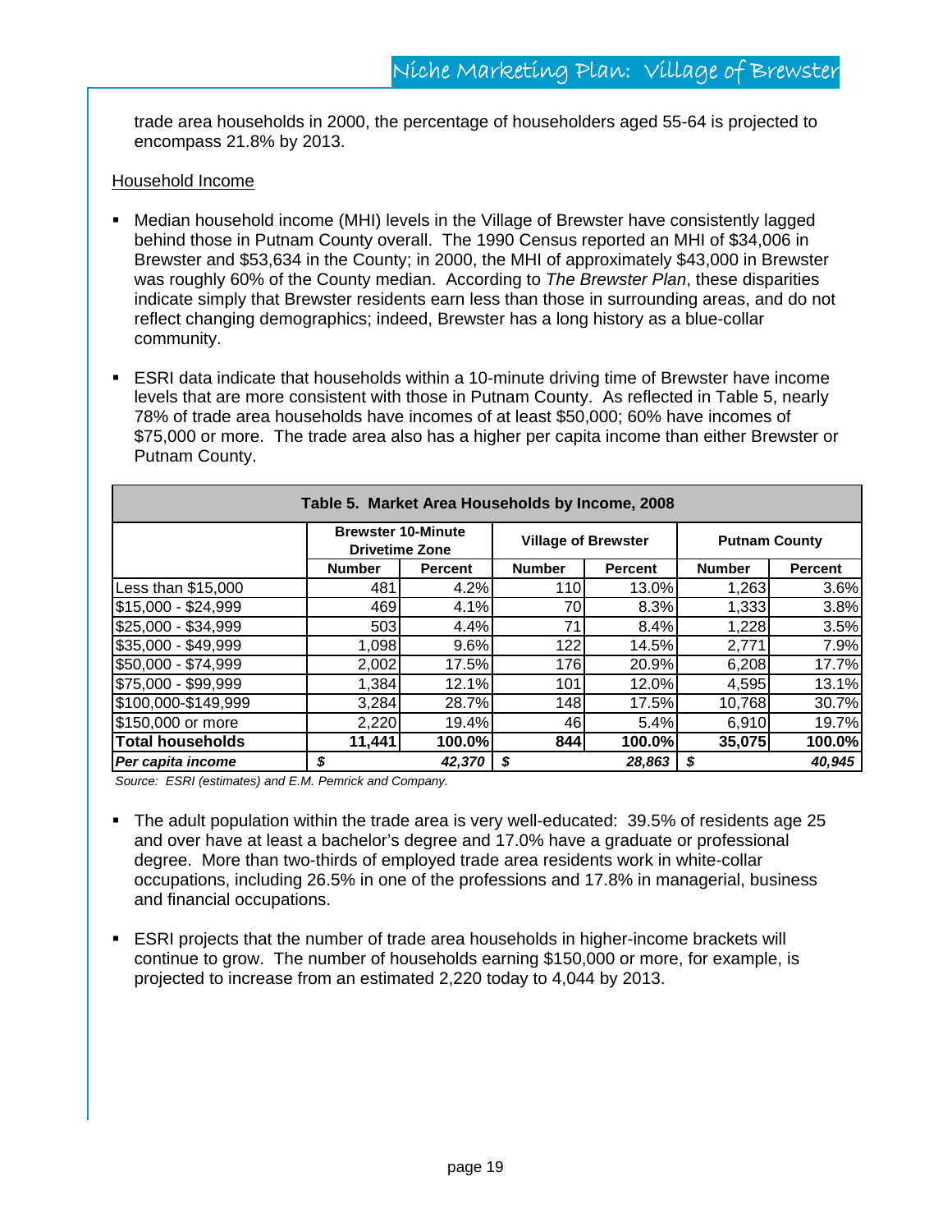trade area households in 2000, the percentage of householders aged 55-64 is projected to encompass 21.8% by 2013.

Household Income

- Median household income (MHI) levels in the Village of Brewster have consistently lagged behind those in Putnam County overall. The 1990 Census reported an MHI of $34,006 in Brewster and $53,634 in the County; in 2000, the MHI of approximately $43,000 in Brewster was roughly 60% of the County median. According to *The Brewster Plan*, these disparities indicate simply that Brewster residents earn less than those in surrounding areas, and do not reflect changing demographics; indeed, Brewster has a long history as a blue-collar community.

- ESRI data indicate that households within a 10-minute driving time of Brewster have income levels that are more consistent with those in Putnam County. As reflected in Table 5, nearly 78% of trade area households have incomes of at least $50,000; 60% have incomes of $75,000 or more. The trade area also has a higher per capita income than either Brewster or Putnam County.

**Table 5. Market Area Households by Income, 2008**

| | Brewster 10-Minute Drivetime Zone | | Village of Brewster | | Putnam County | |
|---|---|---|---|---|---|---|
| | **Number** | **Percent** | **Number** | **Percent** | **Number** | **Percent** |
| Less than $15,000 | 481 | 4.2% | 110 | 13.0% | 1,263 | 3.6% |
| $15,000 - $24,999 | 469 | 4.1% | 70 | 8.3% | 1,333 | 3.8% |
| $25,000 - $34,999 | 503 | 4.4% | 71 | 8.4% | 1,228 | 3.5% |
| $35,000 - $49,999 | 1,098 | 9.6% | 122 | 14.5% | 2,771 | 7.9% |
| $50,000 - $74,999 | 2,002 | 17.5% | 176 | 20.9% | 6,208 | 17.7% |
| $75,000 - $99,999 | 1,384 | 12.1% | 101 | 12.0% | 4,595 | 13.1% |
| $100,000-$149,999 | 3,284 | 28.7% | 148 | 17.5% | 10,768 | 30.7% |
| $150,000 or more | 2,220 | 19.4% | 46 | 5.4% | 6,910 | 19.7% |
| **Total households** | **11,441** | **100.0%** | **844** | **100.0%** | **35,075** | **100.0%** |
| ***Per capita income*** | ***$*** | ***42,370*** | ***$*** | ***28,863*** | ***$*** | ***40,945*** |

*Source: ESRI (estimates) and E.M. Pemrick and Company.*

- The adult population within the trade area is very well-educated: 39.5% of residents age 25 and over have at least a bachelor's degree and 17.0% have a graduate or professional degree. More than two-thirds of employed trade area residents work in white-collar occupations, including 26.5% in one of the professions and 17.8% in managerial, business and financial occupations.

- ESRI projects that the number of trade area households in higher-income brackets will continue to grow. The number of households earning $150,000 or more, for example, is projected to increase from an estimated 2,220 today to 4,044 by 2013.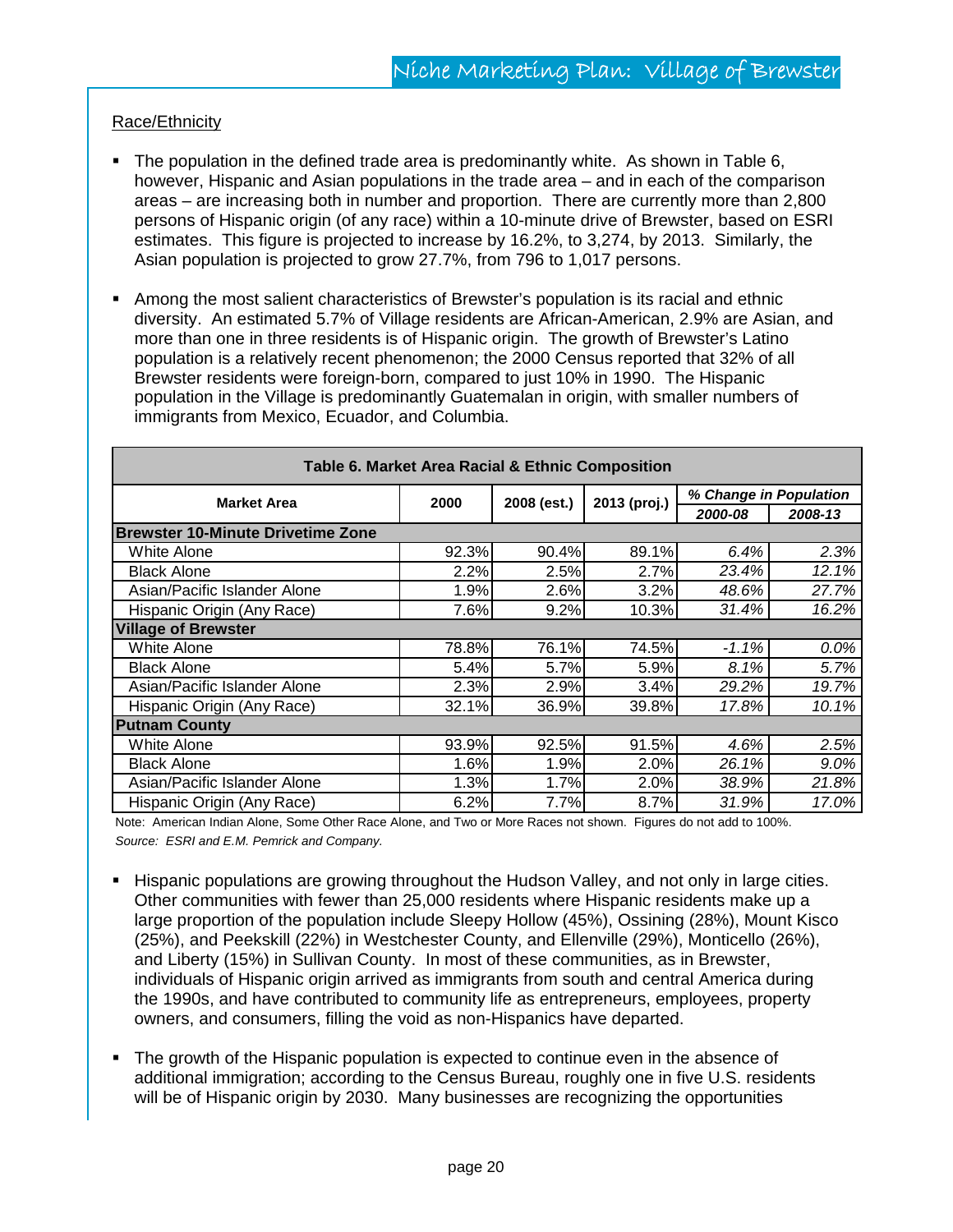## Race/Ethnicity

- The population in the defined trade area is predominantly white. As shown in Table 6, however, Hispanic and Asian populations in the trade area – and in each of the comparison areas – are increasing both in number and proportion. There are currently more than 2,800 persons of Hispanic origin (of any race) within a 10-minute drive of Brewster, based on ESRI estimates. This figure is projected to increase by 16.2%, to 3,274, by 2013. Similarly, the Asian population is projected to grow 27.7%, from 796 to 1,017 persons.

- Among the most salient characteristics of Brewster's population is its racial and ethnic diversity. An estimated 5.7% of Village residents are African-American, 2.9% are Asian, and more than one in three residents is of Hispanic origin. The growth of Brewster's Latino population is a relatively recent phenomenon; the 2000 Census reported that 32% of all Brewster residents were foreign-born, compared to just 10% in 1990. The Hispanic population in the Village is predominantly Guatemalan in origin, with smaller numbers of immigrants from Mexico, Ecuador, and Columbia.

**Table 6. Market Area Racial & Ethnic Composition**

| Market Area | 2000 | 2008 (est.) | 2013 (proj.) | *% Change in Population* | |
|---|---|---|---|---|---|
| | | | | *2000-08* | *2008-13* |
| **Brewster 10-Minute Drivetime Zone** | | | | | |
| White Alone | 92.3% | 90.4% | 89.1% | *6.4%* | *2.3%* |
| Black Alone | 2.2% | 2.5% | 2.7% | *23.4%* | *12.1%* |
| Asian/Pacific Islander Alone | 1.9% | 2.6% | 3.2% | *48.6%* | *27.7%* |
| Hispanic Origin (Any Race) | 7.6% | 9.2% | 10.3% | *31.4%* | *16.2%* |
| **Village of Brewster** | | | | | |
| White Alone | 78.8% | 76.1% | 74.5% | *-1.1%* | *0.0%* |
| Black Alone | 5.4% | 5.7% | 5.9% | *8.1%* | *5.7%* |
| Asian/Pacific Islander Alone | 2.3% | 2.9% | 3.4% | *29.2%* | *19.7%* |
| Hispanic Origin (Any Race) | 32.1% | 36.9% | 39.8% | *17.8%* | *10.1%* |
| **Putnam County** | | | | | |
| White Alone | 93.9% | 92.5% | 91.5% | *4.6%* | *2.5%* |
| Black Alone | 1.6% | 1.9% | 2.0% | *26.1%* | *9.0%* |
| Asian/Pacific Islander Alone | 1.3% | 1.7% | 2.0% | *38.9%* | *21.8%* |
| Hispanic Origin (Any Race) | 6.2% | 7.7% | 8.7% | *31.9%* | *17.0%* |

Note: American Indian Alone, Some Other Race Alone, and Two or More Races not shown. Figures do not add to 100%.
*Source: ESRI and E.M. Pemrick and Company.*

- Hispanic populations are growing throughout the Hudson Valley, and not only in large cities. Other communities with fewer than 25,000 residents where Hispanic residents make up a large proportion of the population include Sleepy Hollow (45%), Ossining (28%), Mount Kisco (25%), and Peekskill (22%) in Westchester County, and Ellenville (29%), Monticello (26%), and Liberty (15%) in Sullivan County. In most of these communities, as in Brewster, individuals of Hispanic origin arrived as immigrants from south and central America during the 1990s, and have contributed to community life as entrepreneurs, employees, property owners, and consumers, filling the void as non-Hispanics have departed.

- The growth of the Hispanic population is expected to continue even in the absence of additional immigration; according to the Census Bureau, roughly one in five U.S. residents will be of Hispanic origin by 2030. Many businesses are recognizing the opportunities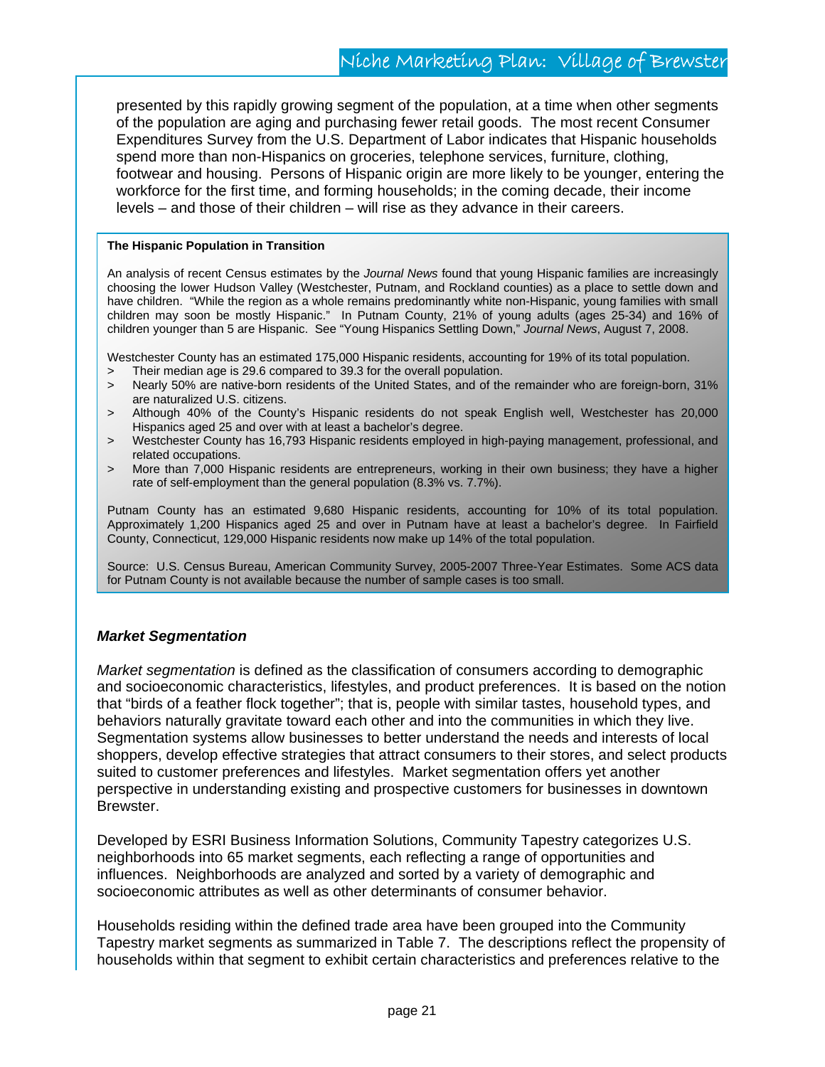presented by this rapidly growing segment of the population, at a time when other segments of the population are aging and purchasing fewer retail goods. The most recent Consumer Expenditures Survey from the U.S. Department of Labor indicates that Hispanic households spend more than non-Hispanics on groceries, telephone services, furniture, clothing, footwear and housing. Persons of Hispanic origin are more likely to be younger, entering the workforce for the first time, and forming households; in the coming decade, their income levels – and those of their children – will rise as they advance in their careers.

**The Hispanic Population in Transition**

An analysis of recent Census estimates by the *Journal News* found that young Hispanic families are increasingly choosing the lower Hudson Valley (Westchester, Putnam, and Rockland counties) as a place to settle down and have children. "While the region as a whole remains predominantly white non-Hispanic, young families with small children may soon be mostly Hispanic." In Putnam County, 21% of young adults (ages 25-34) and 16% of children younger than 5 are Hispanic. See "Young Hispanics Settling Down," *Journal News*, August 7, 2008.

Westchester County has an estimated 175,000 Hispanic residents, accounting for 19% of its total population.

> Their median age is 29.6 compared to 39.3 for the overall population.
> Nearly 50% are native-born residents of the United States, and of the remainder who are foreign-born, 31% are naturalized U.S. citizens.
> Although 40% of the County's Hispanic residents do not speak English well, Westchester has 20,000 Hispanics aged 25 and over with at least a bachelor's degree.
> Westchester County has 16,793 Hispanic residents employed in high-paying management, professional, and related occupations.
> More than 7,000 Hispanic residents are entrepreneurs, working in their own business; they have a higher rate of self-employment than the general population (8.3% vs. 7.7%).

Putnam County has an estimated 9,680 Hispanic residents, accounting for 10% of its total population. Approximately 1,200 Hispanics aged 25 and over in Putnam have at least a bachelor's degree. In Fairfield County, Connecticut, 129,000 Hispanic residents now make up 14% of the total population.

Source: U.S. Census Bureau, American Community Survey, 2005-2007 Three-Year Estimates. Some ACS data for Putnam County is not available because the number of sample cases is too small.

### *Market Segmentation*

*Market segmentation* is defined as the classification of consumers according to demographic and socioeconomic characteristics, lifestyles, and product preferences. It is based on the notion that "birds of a feather flock together"; that is, people with similar tastes, household types, and behaviors naturally gravitate toward each other and into the communities in which they live. Segmentation systems allow businesses to better understand the needs and interests of local shoppers, develop effective strategies that attract consumers to their stores, and select products suited to customer preferences and lifestyles. Market segmentation offers yet another perspective in understanding existing and prospective customers for businesses in downtown Brewster.

Developed by ESRI Business Information Solutions, Community Tapestry categorizes U.S. neighborhoods into 65 market segments, each reflecting a range of opportunities and influences. Neighborhoods are analyzed and sorted by a variety of demographic and socioeconomic attributes as well as other determinants of consumer behavior.

Households residing within the defined trade area have been grouped into the Community Tapestry market segments as summarized in Table 7. The descriptions reflect the propensity of households within that segment to exhibit certain characteristics and preferences relative to the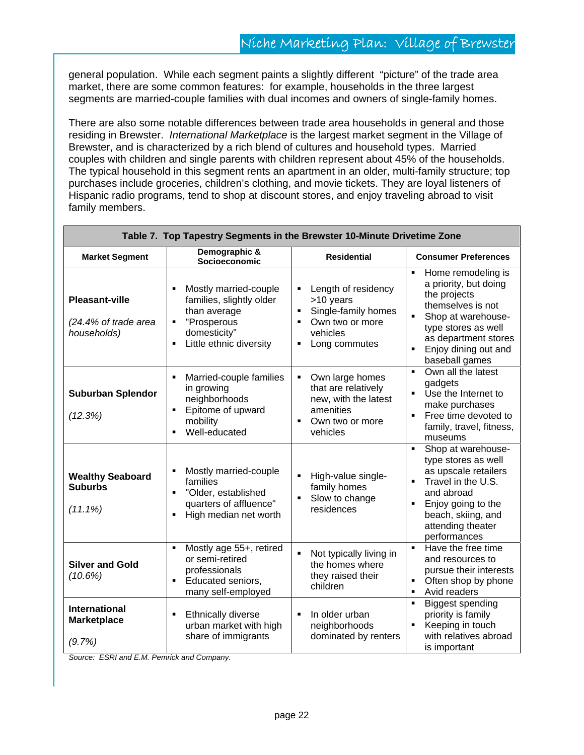general population. While each segment paints a slightly different "picture" of the trade area market, there are some common features: for example, households in the three largest segments are married-couple families with dual incomes and owners of single-family homes.

There are also some notable differences between trade area households in general and those residing in Brewster. *International Marketplace* is the largest market segment in the Village of Brewster, and is characterized by a rich blend of cultures and household types. Married couples with children and single parents with children represent about 45% of the households. The typical household in this segment rents an apartment in an older, multi-family structure; top purchases include groceries, children's clothing, and movie tickets. They are loyal listeners of Hispanic radio programs, tend to shop at discount stores, and enjoy traveling abroad to visit family members.

**Table 7. Top Tapestry Segments in the Brewster 10-Minute Drivetime Zone**

| Market Segment | Demographic & Socioeconomic | Residential | Consumer Preferences |
|---|---|---|---|
| **Pleasant-ville** <br> *(24.4% of trade area households)* | ▪ Mostly married-couple families, slightly older than average <br> ▪ "Prosperous domesticity" <br> ▪ Little ethnic diversity | ▪ Length of residency >10 years <br> ▪ Single-family homes <br> ▪ Own two or more vehicles <br> ▪ Long commutes | ▪ Home remodeling is a priority, but doing the projects themselves is not <br> ▪ Shop at warehouse-type stores as well as department stores <br> ▪ Enjoy dining out and baseball games |
| **Suburban Splendor** <br> *(12.3%)* | ▪ Married-couple families in growing neighborhoods <br> ▪ Epitome of upward mobility <br> ▪ Well-educated | ▪ Own large homes that are relatively new, with the latest amenities <br> ▪ Own two or more vehicles | ▪ Own all the latest gadgets <br> ▪ Use the Internet to make purchases <br> ▪ Free time devoted to family, travel, fitness, museums |
| **Wealthy Seaboard Suburbs** <br> *(11.1%)* | ▪ Mostly married-couple families <br> ▪ "Older, established quarters of affluence" <br> ▪ High median net worth | ▪ High-value single-family homes <br> ▪ Slow to change residences | ▪ Shop at warehouse-type stores as well as upscale retailers <br> ▪ Travel in the U.S. and abroad <br> ▪ Enjoy going to the beach, skiing, and attending theater performances |
| **Silver and Gold** <br> *(10.6%)* | ▪ Mostly age 55+, retired or semi-retired professionals <br> ▪ Educated seniors, many self-employed | ▪ Not typically living in the homes where they raised their children | ▪ Have the free time and resources to pursue their interests <br> ▪ Often shop by phone <br> ▪ Avid readers |
| **International Marketplace** <br> *(9.7%)* | ▪ Ethnically diverse urban market with high share of immigrants | ▪ In older urban neighborhoods dominated by renters | ▪ Biggest spending priority is family <br> ▪ Keeping in touch with relatives abroad is important |

*Source: ESRI and E.M. Pemrick and Company.*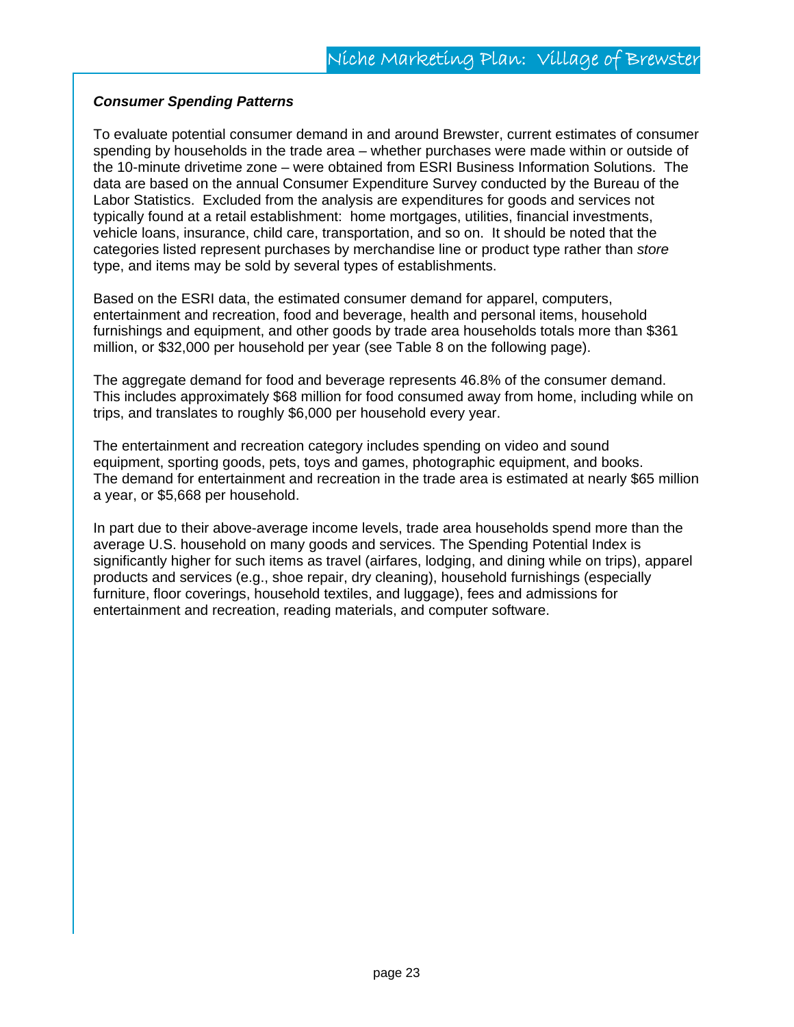***Consumer Spending Patterns***

To evaluate potential consumer demand in and around Brewster, current estimates of consumer spending by households in the trade area – whether purchases were made within or outside of the 10-minute drivetime zone – were obtained from ESRI Business Information Solutions. The data are based on the annual Consumer Expenditure Survey conducted by the Bureau of the Labor Statistics. Excluded from the analysis are expenditures for goods and services not typically found at a retail establishment: home mortgages, utilities, financial investments, vehicle loans, insurance, child care, transportation, and so on. It should be noted that the categories listed represent purchases by merchandise line or product type rather than *store* type, and items may be sold by several types of establishments.

Based on the ESRI data, the estimated consumer demand for apparel, computers, entertainment and recreation, food and beverage, health and personal items, household furnishings and equipment, and other goods by trade area households totals more than $361 million, or $32,000 per household per year (see Table 8 on the following page).

The aggregate demand for food and beverage represents 46.8% of the consumer demand. This includes approximately $68 million for food consumed away from home, including while on trips, and translates to roughly $6,000 per household every year.

The entertainment and recreation category includes spending on video and sound equipment, sporting goods, pets, toys and games, photographic equipment, and books. The demand for entertainment and recreation in the trade area is estimated at nearly $65 million a year, or $5,668 per household.

In part due to their above-average income levels, trade area households spend more than the average U.S. household on many goods and services. The Spending Potential Index is significantly higher for such items as travel (airfares, lodging, and dining while on trips), apparel products and services (e.g., shoe repair, dry cleaning), household furnishings (especially furniture, floor coverings, household textiles, and luggage), fees and admissions for entertainment and recreation, reading materials, and computer software.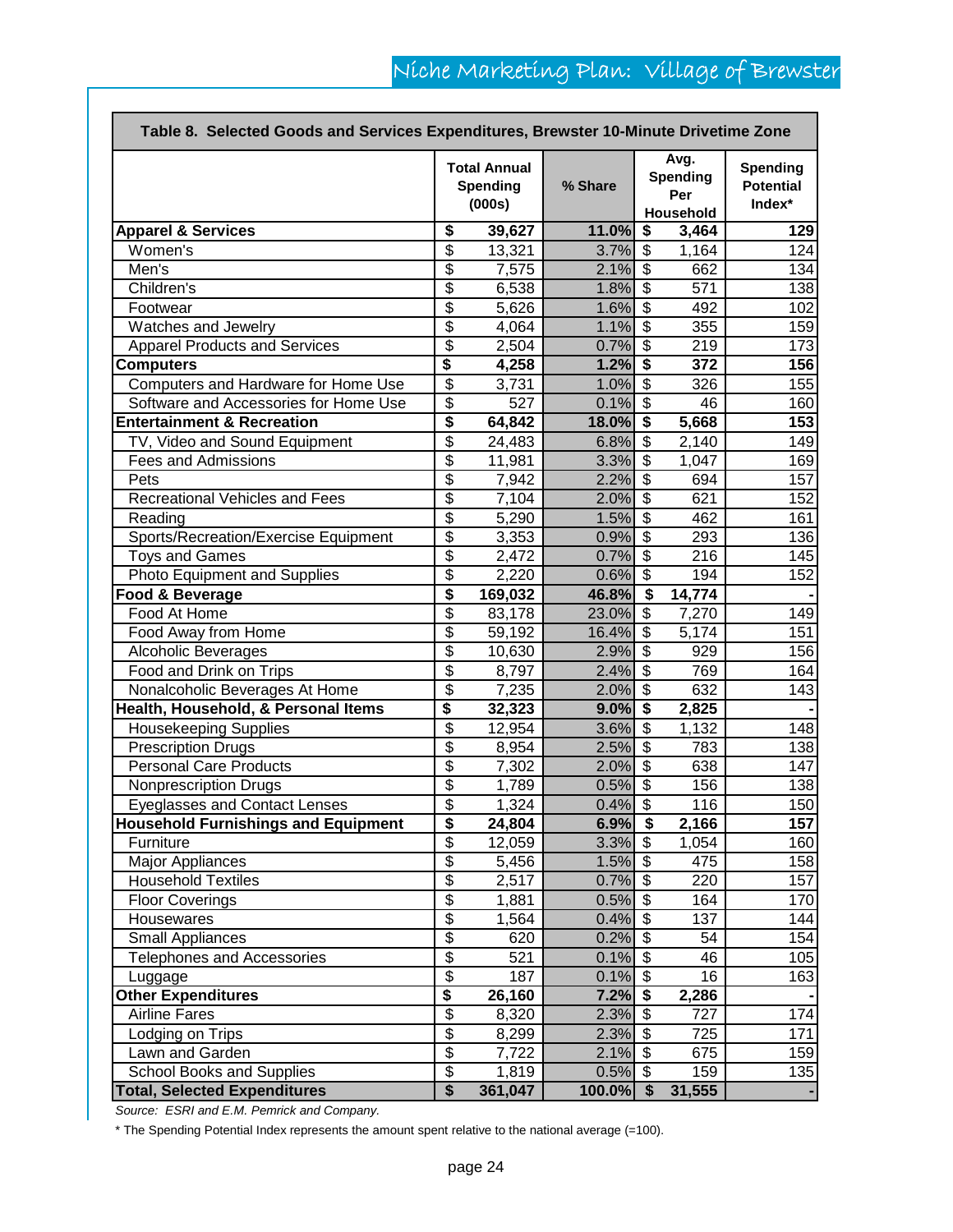**Table 8. Selected Goods and Services Expenditures, Brewster 10-Minute Drivetime Zone**

| | Total Annual Spending (000s) | % Share | Avg. Spending Per Household | Spending Potential Index* |
|---|---|---|---|---|
| **Apparel & Services** | **$ 39,627** | **11.0%** | **$ 3,464** | **129** |
| Women's | $ 13,321 | 3.7% | $ 1,164 | 124 |
| Men's | $ 7,575 | 2.1% | $ 662 | 134 |
| Children's | $ 6,538 | 1.8% | $ 571 | 138 |
| Footwear | $ 5,626 | 1.6% | $ 492 | 102 |
| Watches and Jewelry | $ 4,064 | 1.1% | $ 355 | 159 |
| Apparel Products and Services | $ 2,504 | 0.7% | $ 219 | 173 |
| **Computers** | **$ 4,258** | **1.2%** | **$ 372** | **156** |
| Computers and Hardware for Home Use | $ 3,731 | 1.0% | $ 326 | 155 |
| Software and Accessories for Home Use | $ 527 | 0.1% | $ 46 | 160 |
| **Entertainment & Recreation** | **$ 64,842** | **18.0%** | **$ 5,668** | **153** |
| TV, Video and Sound Equipment | $ 24,483 | 6.8% | $ 2,140 | 149 |
| Fees and Admissions | $ 11,981 | 3.3% | $ 1,047 | 169 |
| Pets | $ 7,942 | 2.2% | $ 694 | 157 |
| Recreational Vehicles and Fees | $ 7,104 | 2.0% | $ 621 | 152 |
| Reading | $ 5,290 | 1.5% | $ 462 | 161 |
| Sports/Recreation/Exercise Equipment | $ 3,353 | 0.9% | $ 293 | 136 |
| Toys and Games | $ 2,472 | 0.7% | $ 216 | 145 |
| Photo Equipment and Supplies | $ 2,220 | 0.6% | $ 194 | 152 |
| **Food & Beverage** | **$ 169,032** | **46.8%** | **$ 14,774** | **-** |
| Food At Home | $ 83,178 | 23.0% | $ 7,270 | 149 |
| Food Away from Home | $ 59,192 | 16.4% | $ 5,174 | 151 |
| Alcoholic Beverages | $ 10,630 | 2.9% | $ 929 | 156 |
| Food and Drink on Trips | $ 8,797 | 2.4% | $ 769 | 164 |
| Nonalcoholic Beverages At Home | $ 7,235 | 2.0% | $ 632 | 143 |
| **Health, Household, & Personal Items** | **$ 32,323** | **9.0%** | **$ 2,825** | **-** |
| Housekeeping Supplies | $ 12,954 | 3.6% | $ 1,132 | 148 |
| Prescription Drugs | $ 8,954 | 2.5% | $ 783 | 138 |
| Personal Care Products | $ 7,302 | 2.0% | $ 638 | 147 |
| Nonprescription Drugs | $ 1,789 | 0.5% | $ 156 | 138 |
| Eyeglasses and Contact Lenses | $ 1,324 | 0.4% | $ 116 | 150 |
| **Household Furnishings and Equipment** | **$ 24,804** | **6.9%** | **$ 2,166** | **157** |
| Furniture | $ 12,059 | 3.3% | $ 1,054 | 160 |
| Major Appliances | $ 5,456 | 1.5% | $ 475 | 158 |
| Household Textiles | $ 2,517 | 0.7% | $ 220 | 157 |
| Floor Coverings | $ 1,881 | 0.5% | $ 164 | 170 |
| Housewares | $ 1,564 | 0.4% | $ 137 | 144 |
| Small Appliances | $ 620 | 0.2% | $ 54 | 154 |
| Telephones and Accessories | $ 521 | 0.1% | $ 46 | 105 |
| Luggage | $ 187 | 0.1% | $ 16 | 163 |
| **Other Expenditures** | **$ 26,160** | **7.2%** | **$ 2,286** | **-** |
| Airline Fares | $ 8,320 | 2.3% | $ 727 | 174 |
| Lodging on Trips | $ 8,299 | 2.3% | $ 725 | 171 |
| Lawn and Garden | $ 7,722 | 2.1% | $ 675 | 159 |
| School Books and Supplies | $ 1,819 | 0.5% | $ 159 | 135 |
| **Total, Selected Expenditures** | **$ 361,047** | **100.0%** | **$ 31,555** | **-** |

*Source: ESRI and E.M. Pemrick and Company.*

* The Spending Potential Index represents the amount spent relative to the national average (=100).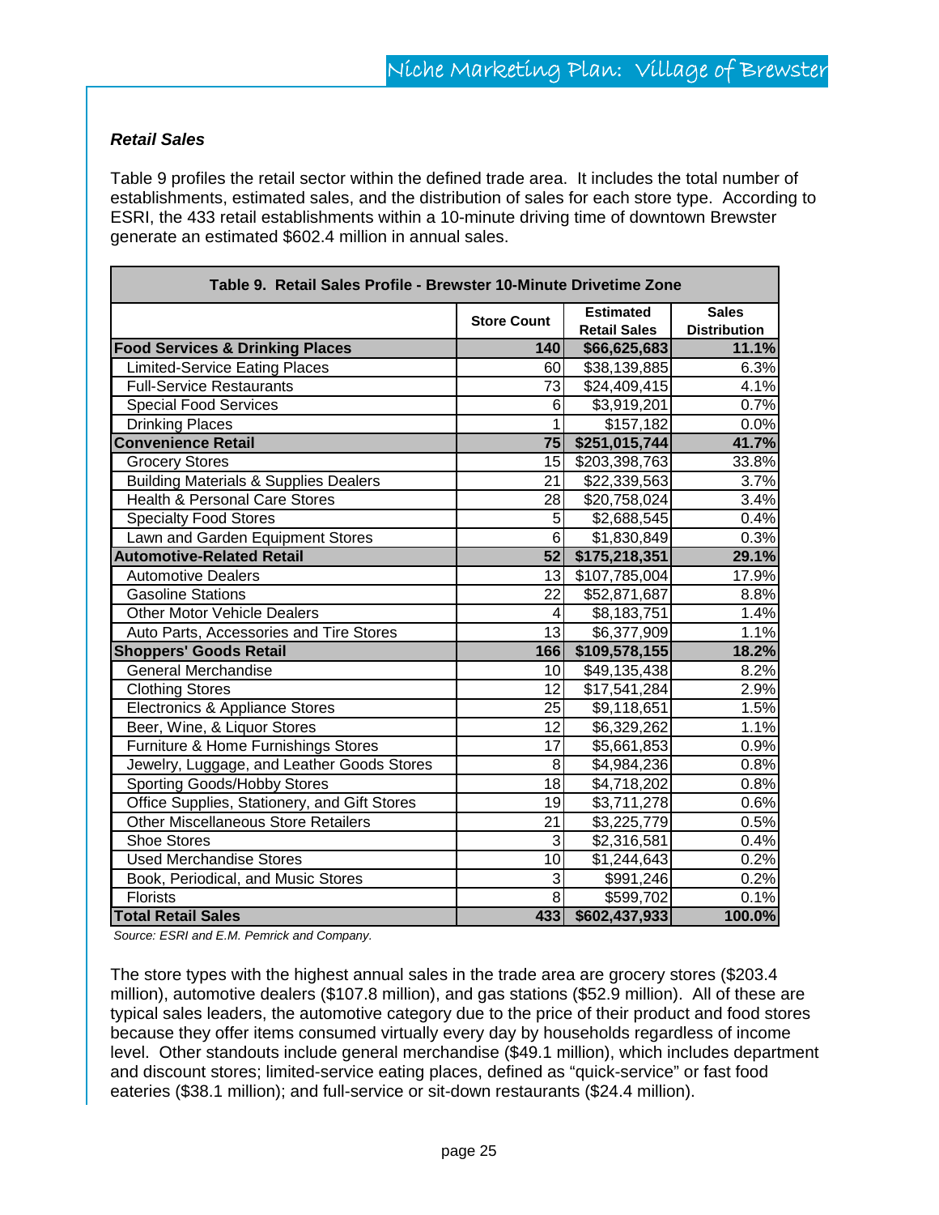### *Retail Sales*

Table 9 profiles the retail sector within the defined trade area. It includes the total number of establishments, estimated sales, and the distribution of sales for each store type. According to ESRI, the 433 retail establishments within a 10-minute driving time of downtown Brewster generate an estimated $602.4 million in annual sales.

| Table 9. Retail Sales Profile - Brewster 10-Minute Drivetime Zone | | | |
|---|---|---|---|
| | Store Count | Estimated Retail Sales | Sales Distribution |
| **Food Services & Drinking Places** | **140** | **$66,625,683** | **11.1%** |
| Limited-Service Eating Places | 60 | $38,139,885 | 6.3% |
| Full-Service Restaurants | 73 | $24,409,415 | 4.1% |
| Special Food Services | 6 | $3,919,201 | 0.7% |
| Drinking Places | 1 | $157,182 | 0.0% |
| **Convenience Retail** | **75** | **$251,015,744** | **41.7%** |
| Grocery Stores | 15 | $203,398,763 | 33.8% |
| Building Materials & Supplies Dealers | 21 | $22,339,563 | 3.7% |
| Health & Personal Care Stores | 28 | $20,758,024 | 3.4% |
| Specialty Food Stores | 5 | $2,688,545 | 0.4% |
| Lawn and Garden Equipment Stores | 6 | $1,830,849 | 0.3% |
| **Automotive-Related Retail** | **52** | **$175,218,351** | **29.1%** |
| Automotive Dealers | 13 | $107,785,004 | 17.9% |
| Gasoline Stations | 22 | $52,871,687 | 8.8% |
| Other Motor Vehicle Dealers | 4 | $8,183,751 | 1.4% |
| Auto Parts, Accessories and Tire Stores | 13 | $6,377,909 | 1.1% |
| **Shoppers' Goods Retail** | **166** | **$109,578,155** | **18.2%** |
| General Merchandise | 10 | $49,135,438 | 8.2% |
| Clothing Stores | 12 | $17,541,284 | 2.9% |
| Electronics & Appliance Stores | 25 | $9,118,651 | 1.5% |
| Beer, Wine, & Liquor Stores | 12 | $6,329,262 | 1.1% |
| Furniture & Home Furnishings Stores | 17 | $5,661,853 | 0.9% |
| Jewelry, Luggage, and Leather Goods Stores | 8 | $4,984,236 | 0.8% |
| Sporting Goods/Hobby Stores | 18 | $4,718,202 | 0.8% |
| Office Supplies, Stationery, and Gift Stores | 19 | $3,711,278 | 0.6% |
| Other Miscellaneous Store Retailers | 21 | $3,225,779 | 0.5% |
| Shoe Stores | 3 | $2,316,581 | 0.4% |
| Used Merchandise Stores | 10 | $1,244,643 | 0.2% |
| Book, Periodical, and Music Stores | 3 | $991,246 | 0.2% |
| Florists | 8 | $599,702 | 0.1% |
| **Total Retail Sales** | **433** | **$602,437,933** | **100.0%** |

*Source: ESRI and E.M. Pemrick and Company.*

The store types with the highest annual sales in the trade area are grocery stores ($203.4 million), automotive dealers ($107.8 million), and gas stations ($52.9 million). All of these are typical sales leaders, the automotive category due to the price of their product and food stores because they offer items consumed virtually every day by households regardless of income level. Other standouts include general merchandise ($49.1 million), which includes department and discount stores; limited-service eating places, defined as "quick-service" or fast food eateries ($38.1 million); and full-service or sit-down restaurants ($24.4 million).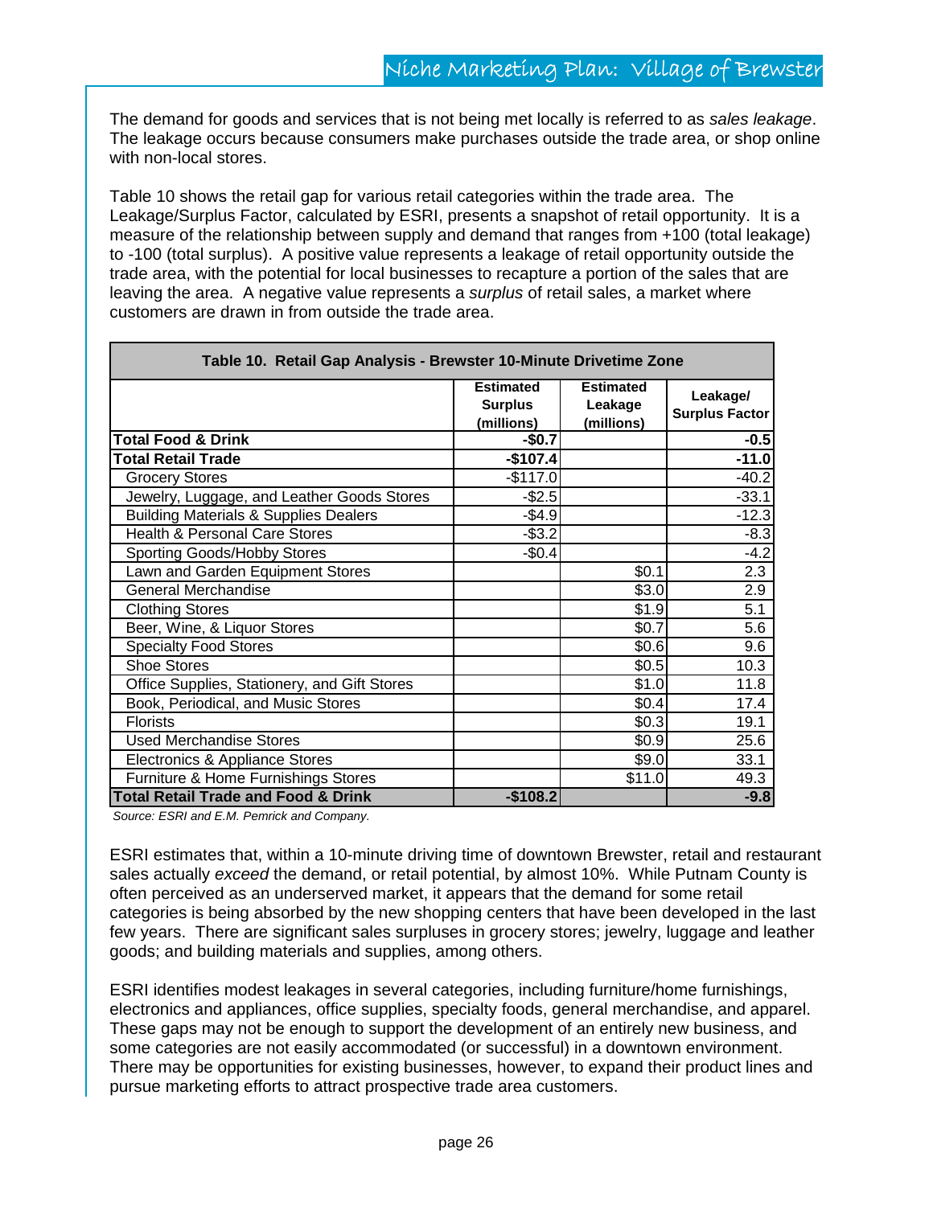The demand for goods and services that is not being met locally is referred to as *sales leakage*. The leakage occurs because consumers make purchases outside the trade area, or shop online with non-local stores.

Table 10 shows the retail gap for various retail categories within the trade area. The Leakage/Surplus Factor, calculated by ESRI, presents a snapshot of retail opportunity. It is a measure of the relationship between supply and demand that ranges from +100 (total leakage) to -100 (total surplus). A positive value represents a leakage of retail opportunity outside the trade area, with the potential for local businesses to recapture a portion of the sales that are leaving the area. A negative value represents a *surplus* of retail sales, a market where customers are drawn in from outside the trade area.

**Table 10. Retail Gap Analysis - Brewster 10-Minute Drivetime Zone**

| | Estimated Surplus (millions) | Estimated Leakage (millions) | Leakage/ Surplus Factor |
|---|---|---|---|
| **Total Food & Drink** | **-$0.7** | | **-0.5** |
| **Total Retail Trade** | **-$107.4** | | **-11.0** |
| Grocery Stores | -$117.0 | | -40.2 |
| Jewelry, Luggage, and Leather Goods Stores | -$2.5 | | -33.1 |
| Building Materials & Supplies Dealers | -$4.9 | | -12.3 |
| Health & Personal Care Stores | -$3.2 | | -8.3 |
| Sporting Goods/Hobby Stores | -$0.4 | | -4.2 |
| Lawn and Garden Equipment Stores | | $0.1 | 2.3 |
| General Merchandise | | $3.0 | 2.9 |
| Clothing Stores | | $1.9 | 5.1 |
| Beer, Wine, & Liquor Stores | | $0.7 | 5.6 |
| Specialty Food Stores | | $0.6 | 9.6 |
| Shoe Stores | | $0.5 | 10.3 |
| Office Supplies, Stationery, and Gift Stores | | $1.0 | 11.8 |
| Book, Periodical, and Music Stores | | $0.4 | 17.4 |
| Florists | | $0.3 | 19.1 |
| Used Merchandise Stores | | $0.9 | 25.6 |
| Electronics & Appliance Stores | | $9.0 | 33.1 |
| Furniture & Home Furnishings Stores | | $11.0 | 49.3 |
| **Total Retail Trade and Food & Drink** | **-$108.2** | | **-9.8** |

*Source: ESRI and E.M. Pemrick and Company.*

ESRI estimates that, within a 10-minute driving time of downtown Brewster, retail and restaurant sales actually *exceed* the demand, or retail potential, by almost 10%. While Putnam County is often perceived as an underserved market, it appears that the demand for some retail categories is being absorbed by the new shopping centers that have been developed in the last few years. There are significant sales surpluses in grocery stores; jewelry, luggage and leather goods; and building materials and supplies, among others.

ESRI identifies modest leakages in several categories, including furniture/home furnishings, electronics and appliances, office supplies, specialty foods, general merchandise, and apparel. These gaps may not be enough to support the development of an entirely new business, and some categories are not easily accommodated (or successful) in a downtown environment. There may be opportunities for existing businesses, however, to expand their product lines and pursue marketing efforts to attract prospective trade area customers.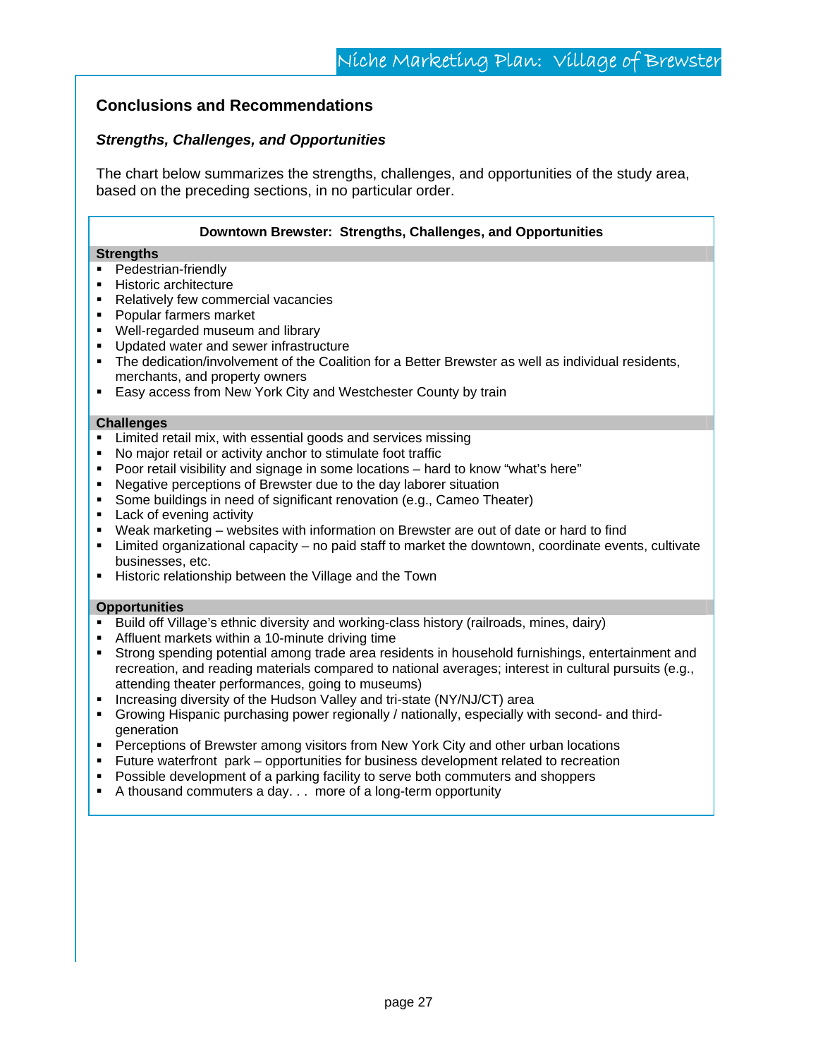## Conclusions and Recommendations

### *Strengths, Challenges, and Opportunities*

The chart below summarizes the strengths, challenges, and opportunities of the study area, based on the preceding sections, in no particular order.

**Downtown Brewster: Strengths, Challenges, and Opportunities**

**Strengths**

- Pedestrian-friendly
- Historic architecture
- Relatively few commercial vacancies
- Popular farmers market
- Well-regarded museum and library
- Updated water and sewer infrastructure
- The dedication/involvement of the Coalition for a Better Brewster as well as individual residents, merchants, and property owners
- Easy access from New York City and Westchester County by train

**Challenges**

- Limited retail mix, with essential goods and services missing
- No major retail or activity anchor to stimulate foot traffic
- Poor retail visibility and signage in some locations – hard to know "what's here"
- Negative perceptions of Brewster due to the day laborer situation
- Some buildings in need of significant renovation (e.g., Cameo Theater)
- Lack of evening activity
- Weak marketing – websites with information on Brewster are out of date or hard to find
- Limited organizational capacity – no paid staff to market the downtown, coordinate events, cultivate businesses, etc.
- Historic relationship between the Village and the Town

**Opportunities**

- Build off Village's ethnic diversity and working-class history (railroads, mines, dairy)
- Affluent markets within a 10-minute driving time
- Strong spending potential among trade area residents in household furnishings, entertainment and recreation, and reading materials compared to national averages; interest in cultural pursuits (e.g., attending theater performances, going to museums)
- Increasing diversity of the Hudson Valley and tri-state (NY/NJ/CT) area
- Growing Hispanic purchasing power regionally / nationally, especially with second- and third-generation
- Perceptions of Brewster among visitors from New York City and other urban locations
- Future waterfront park – opportunities for business development related to recreation
- Possible development of a parking facility to serve both commuters and shoppers
- A thousand commuters a day. . . more of a long-term opportunity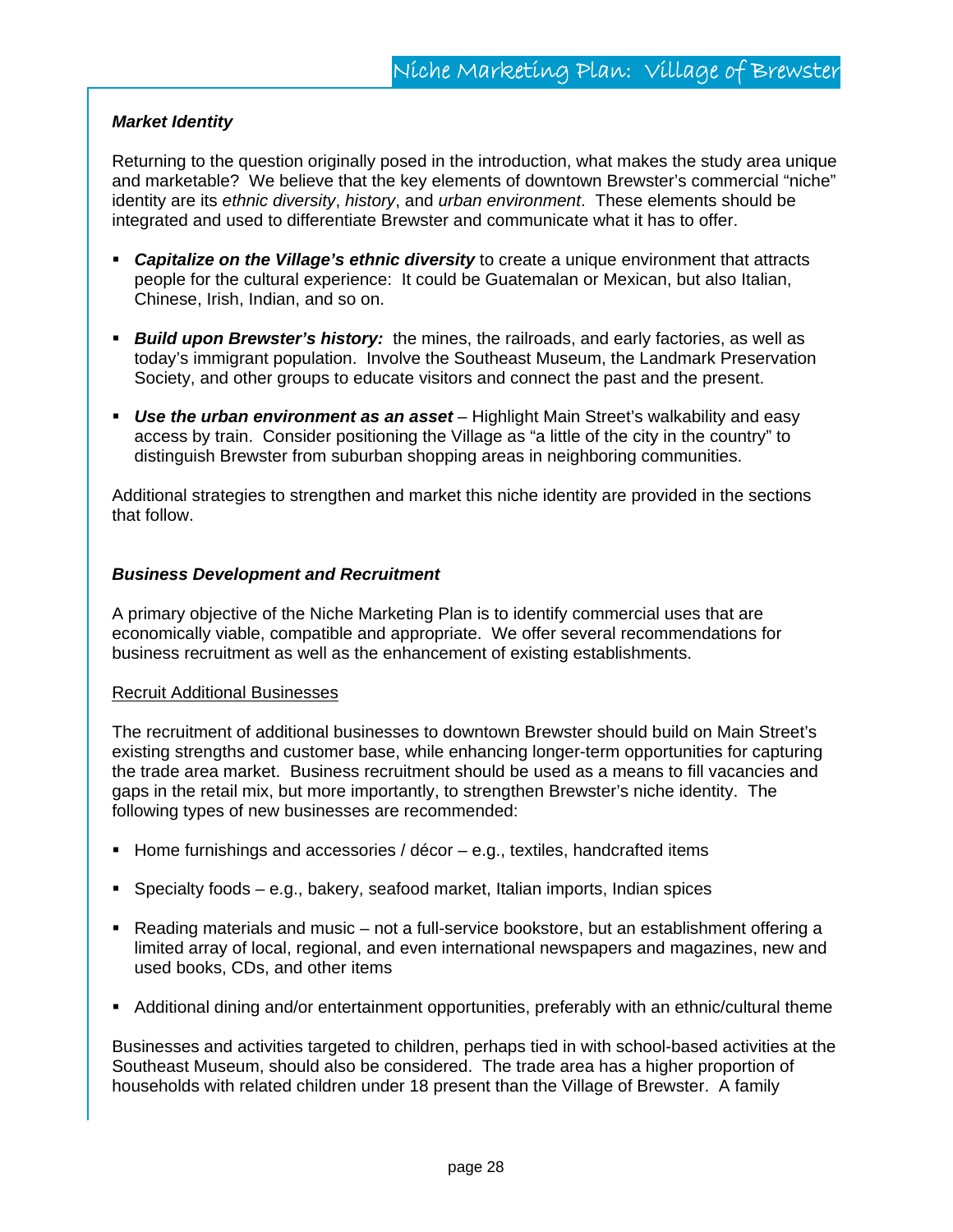### *Market Identity*

Returning to the question originally posed in the introduction, what makes the study area unique and marketable? We believe that the key elements of downtown Brewster's commercial "niche" identity are its *ethnic diversity*, *history*, and *urban environment*. These elements should be integrated and used to differentiate Brewster and communicate what it has to offer.

- ***Capitalize on the Village's ethnic diversity*** to create a unique environment that attracts people for the cultural experience: It could be Guatemalan or Mexican, but also Italian, Chinese, Irish, Indian, and so on.

- ***Build upon Brewster's history:*** the mines, the railroads, and early factories, as well as today's immigrant population. Involve the Southeast Museum, the Landmark Preservation Society, and other groups to educate visitors and connect the past and the present.

- ***Use the urban environment as an asset*** – Highlight Main Street's walkability and easy access by train. Consider positioning the Village as "a little of the city in the country" to distinguish Brewster from suburban shopping areas in neighboring communities.

Additional strategies to strengthen and market this niche identity are provided in the sections that follow.

### *Business Development and Recruitment*

A primary objective of the Niche Marketing Plan is to identify commercial uses that are economically viable, compatible and appropriate. We offer several recommendations for business recruitment as well as the enhancement of existing establishments.

<u>Recruit Additional Businesses</u>

The recruitment of additional businesses to downtown Brewster should build on Main Street's existing strengths and customer base, while enhancing longer-term opportunities for capturing the trade area market. Business recruitment should be used as a means to fill vacancies and gaps in the retail mix, but more importantly, to strengthen Brewster's niche identity. The following types of new businesses are recommended:

- Home furnishings and accessories / décor – e.g., textiles, handcrafted items

- Specialty foods – e.g., bakery, seafood market, Italian imports, Indian spices

- Reading materials and music – not a full-service bookstore, but an establishment offering a limited array of local, regional, and even international newspapers and magazines, new and used books, CDs, and other items

- Additional dining and/or entertainment opportunities, preferably with an ethnic/cultural theme

Businesses and activities targeted to children, perhaps tied in with school-based activities at the Southeast Museum, should also be considered. The trade area has a higher proportion of households with related children under 18 present than the Village of Brewster. A family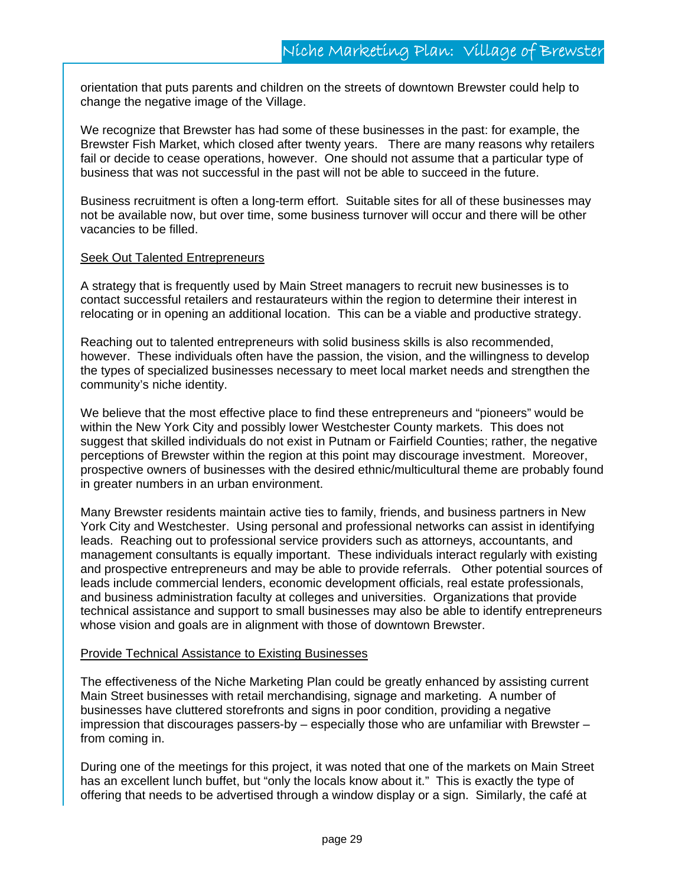orientation that puts parents and children on the streets of downtown Brewster could help to change the negative image of the Village.

We recognize that Brewster has had some of these businesses in the past: for example, the Brewster Fish Market, which closed after twenty years. There are many reasons why retailers fail or decide to cease operations, however. One should not assume that a particular type of business that was not successful in the past will not be able to succeed in the future.

Business recruitment is often a long-term effort. Suitable sites for all of these businesses may not be available now, but over time, some business turnover will occur and there will be other vacancies to be filled.

<u>Seek Out Talented Entrepreneurs</u>

A strategy that is frequently used by Main Street managers to recruit new businesses is to contact successful retailers and restaurateurs within the region to determine their interest in relocating or in opening an additional location. This can be a viable and productive strategy.

Reaching out to talented entrepreneurs with solid business skills is also recommended, however. These individuals often have the passion, the vision, and the willingness to develop the types of specialized businesses necessary to meet local market needs and strengthen the community's niche identity.

We believe that the most effective place to find these entrepreneurs and "pioneers" would be within the New York City and possibly lower Westchester County markets. This does not suggest that skilled individuals do not exist in Putnam or Fairfield Counties; rather, the negative perceptions of Brewster within the region at this point may discourage investment. Moreover, prospective owners of businesses with the desired ethnic/multicultural theme are probably found in greater numbers in an urban environment.

Many Brewster residents maintain active ties to family, friends, and business partners in New York City and Westchester. Using personal and professional networks can assist in identifying leads. Reaching out to professional service providers such as attorneys, accountants, and management consultants is equally important. These individuals interact regularly with existing and prospective entrepreneurs and may be able to provide referrals. Other potential sources of leads include commercial lenders, economic development officials, real estate professionals, and business administration faculty at colleges and universities. Organizations that provide technical assistance and support to small businesses may also be able to identify entrepreneurs whose vision and goals are in alignment with those of downtown Brewster.

<u>Provide Technical Assistance to Existing Businesses</u>

The effectiveness of the Niche Marketing Plan could be greatly enhanced by assisting current Main Street businesses with retail merchandising, signage and marketing. A number of businesses have cluttered storefronts and signs in poor condition, providing a negative impression that discourages passers-by – especially those who are unfamiliar with Brewster – from coming in.

During one of the meetings for this project, it was noted that one of the markets on Main Street has an excellent lunch buffet, but "only the locals know about it." This is exactly the type of offering that needs to be advertised through a window display or a sign. Similarly, the café at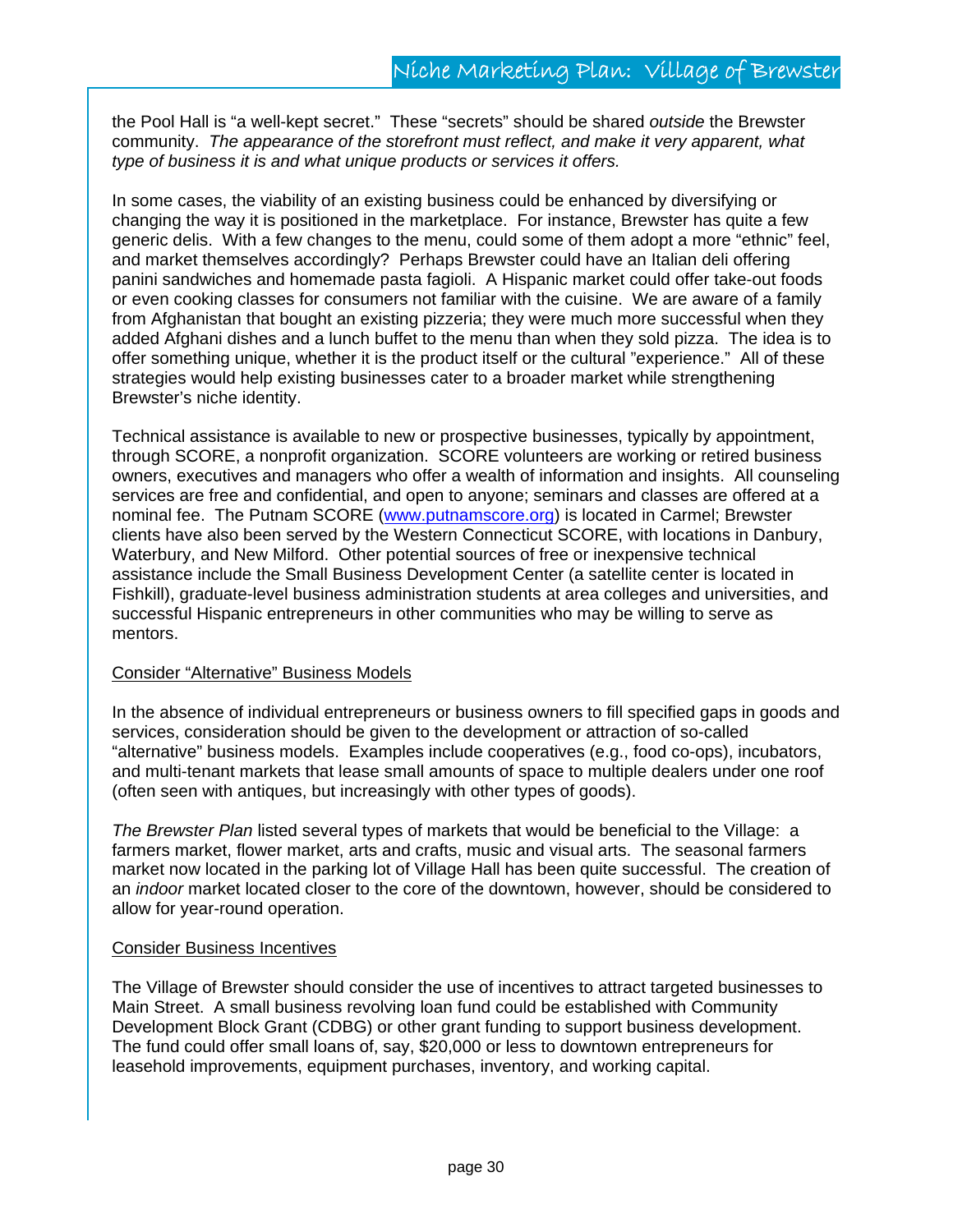the Pool Hall is "a well-kept secret." These "secrets" should be shared *outside* the Brewster community. *The appearance of the storefront must reflect, and make it very apparent, what type of business it is and what unique products or services it offers.*

In some cases, the viability of an existing business could be enhanced by diversifying or changing the way it is positioned in the marketplace. For instance, Brewster has quite a few generic delis. With a few changes to the menu, could some of them adopt a more "ethnic" feel, and market themselves accordingly? Perhaps Brewster could have an Italian deli offering panini sandwiches and homemade pasta fagioli. A Hispanic market could offer take-out foods or even cooking classes for consumers not familiar with the cuisine. We are aware of a family from Afghanistan that bought an existing pizzeria; they were much more successful when they added Afghani dishes and a lunch buffet to the menu than when they sold pizza. The idea is to offer something unique, whether it is the product itself or the cultural "experience." All of these strategies would help existing businesses cater to a broader market while strengthening Brewster's niche identity.

Technical assistance is available to new or prospective businesses, typically by appointment, through SCORE, a nonprofit organization. SCORE volunteers are working or retired business owners, executives and managers who offer a wealth of information and insights. All counseling services are free and confidential, and open to anyone; seminars and classes are offered at a nominal fee. The Putnam SCORE (www.putnamscore.org) is located in Carmel; Brewster clients have also been served by the Western Connecticut SCORE, with locations in Danbury, Waterbury, and New Milford. Other potential sources of free or inexpensive technical assistance include the Small Business Development Center (a satellite center is located in Fishkill), graduate-level business administration students at area colleges and universities, and successful Hispanic entrepreneurs in other communities who may be willing to serve as mentors.

Consider "Alternative" Business Models

In the absence of individual entrepreneurs or business owners to fill specified gaps in goods and services, consideration should be given to the development or attraction of so-called "alternative" business models. Examples include cooperatives (e.g., food co-ops), incubators, and multi-tenant markets that lease small amounts of space to multiple dealers under one roof (often seen with antiques, but increasingly with other types of goods).

*The Brewster Plan* listed several types of markets that would be beneficial to the Village: a farmers market, flower market, arts and crafts, music and visual arts. The seasonal farmers market now located in the parking lot of Village Hall has been quite successful. The creation of an *indoor* market located closer to the core of the downtown, however, should be considered to allow for year-round operation.

Consider Business Incentives

The Village of Brewster should consider the use of incentives to attract targeted businesses to Main Street. A small business revolving loan fund could be established with Community Development Block Grant (CDBG) or other grant funding to support business development. The fund could offer small loans of, say, $20,000 or less to downtown entrepreneurs for leasehold improvements, equipment purchases, inventory, and working capital.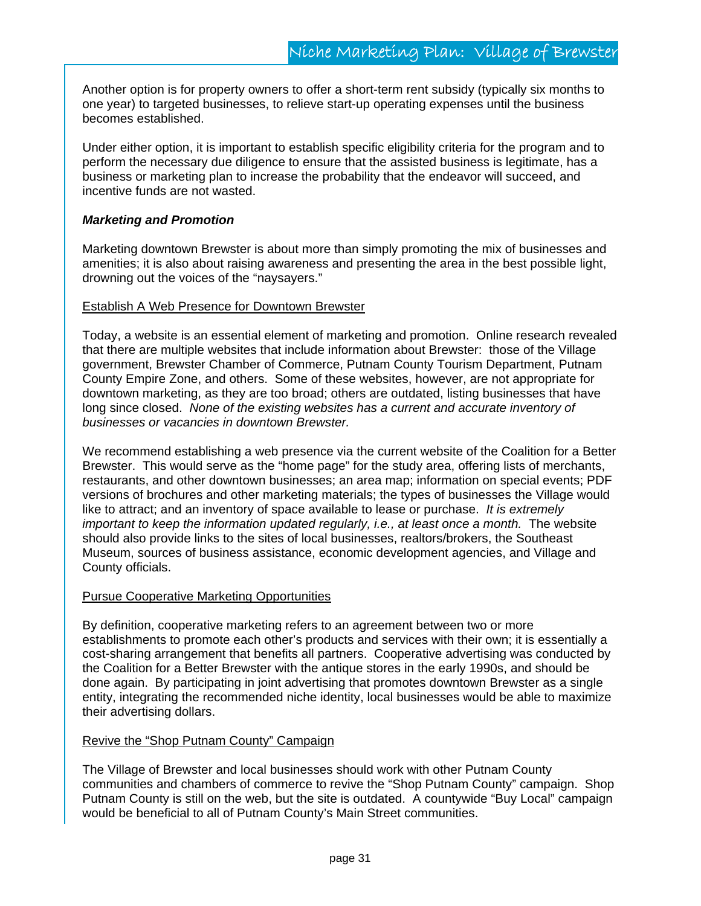Another option is for property owners to offer a short-term rent subsidy (typically six months to one year) to targeted businesses, to relieve start-up operating expenses until the business becomes established.

Under either option, it is important to establish specific eligibility criteria for the program and to perform the necessary due diligence to ensure that the assisted business is legitimate, has a business or marketing plan to increase the probability that the endeavor will succeed, and incentive funds are not wasted.

***Marketing and Promotion***

Marketing downtown Brewster is about more than simply promoting the mix of businesses and amenities; it is also about raising awareness and presenting the area in the best possible light, drowning out the voices of the "naysayers."

<u>Establish A Web Presence for Downtown Brewster</u>

Today, a website is an essential element of marketing and promotion. Online research revealed that there are multiple websites that include information about Brewster: those of the Village government, Brewster Chamber of Commerce, Putnam County Tourism Department, Putnam County Empire Zone, and others. Some of these websites, however, are not appropriate for downtown marketing, as they are too broad; others are outdated, listing businesses that have long since closed. *None of the existing websites has a current and accurate inventory of businesses or vacancies in downtown Brewster.*

We recommend establishing a web presence via the current website of the Coalition for a Better Brewster. This would serve as the "home page" for the study area, offering lists of merchants, restaurants, and other downtown businesses; an area map; information on special events; PDF versions of brochures and other marketing materials; the types of businesses the Village would like to attract; and an inventory of space available to lease or purchase. *It is extremely important to keep the information updated regularly, i.e., at least once a month.* The website should also provide links to the sites of local businesses, realtors/brokers, the Southeast Museum, sources of business assistance, economic development agencies, and Village and County officials.

<u>Pursue Cooperative Marketing Opportunities</u>

By definition, cooperative marketing refers to an agreement between two or more establishments to promote each other's products and services with their own; it is essentially a cost-sharing arrangement that benefits all partners. Cooperative advertising was conducted by the Coalition for a Better Brewster with the antique stores in the early 1990s, and should be done again. By participating in joint advertising that promotes downtown Brewster as a single entity, integrating the recommended niche identity, local businesses would be able to maximize their advertising dollars.

<u>Revive the "Shop Putnam County" Campaign</u>

The Village of Brewster and local businesses should work with other Putnam County communities and chambers of commerce to revive the "Shop Putnam County" campaign. Shop Putnam County is still on the web, but the site is outdated. A countywide "Buy Local" campaign would be beneficial to all of Putnam County's Main Street communities.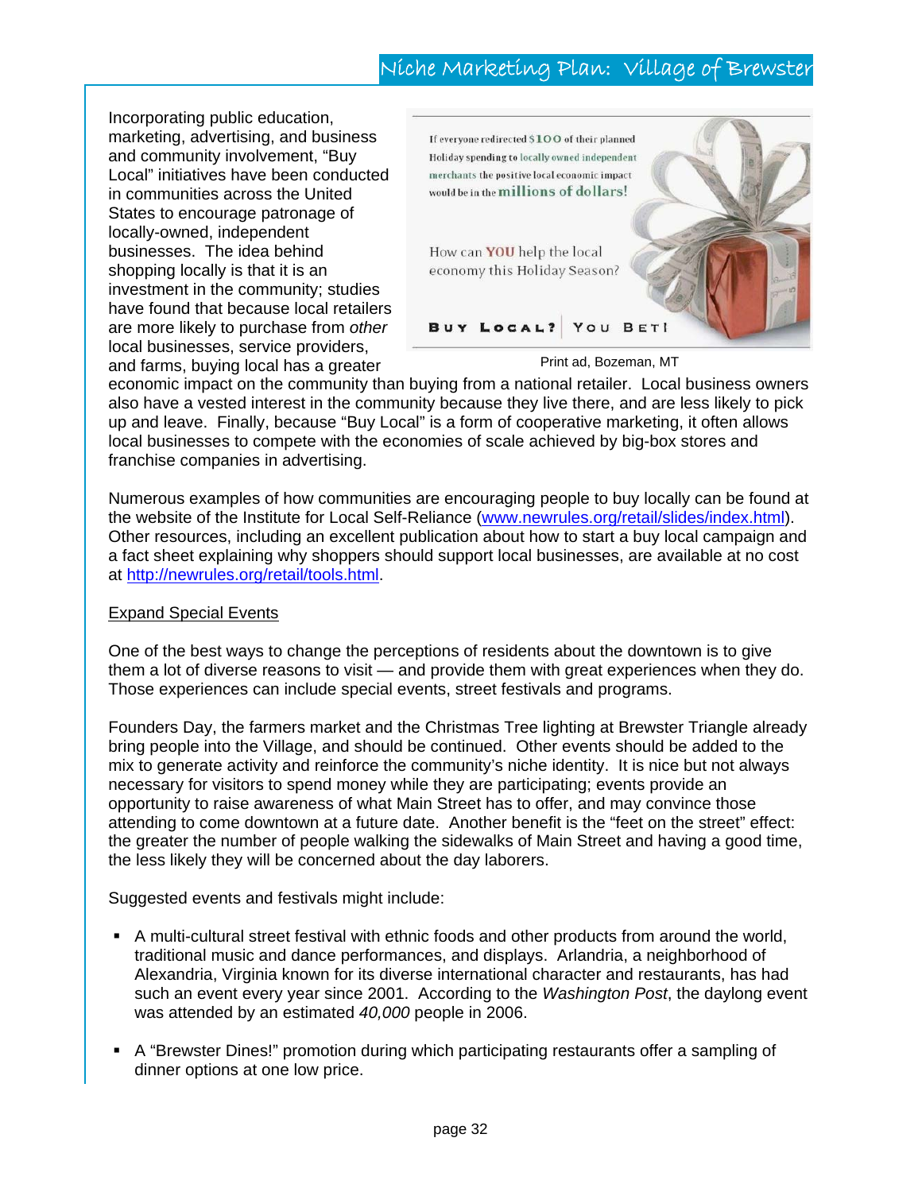Incorporating public education, marketing, advertising, and business and community involvement, "Buy Local" initiatives have been conducted in communities across the United States to encourage patronage of locally-owned, independent businesses. The idea behind shopping locally is that it is an investment in the community; studies have found that because local retailers are more likely to purchase from *other* local businesses, service providers, and farms, buying local has a greater economic impact on the community than buying from a national retailer. Local business owners also have a vested interest in the community because they live there, and are less likely to pick up and leave. Finally, because "Buy Local" is a form of cooperative marketing, it often allows local businesses to compete with the economies of scale achieved by big-box stores and franchise companies in advertising.

If everyone redirected $100 of their planned Holiday spending to locally owned independent merchants the positive local economic impact would be in the millions of dollars!

How can YOU help the local economy this Holiday Season?

BUY LOCAL? | YOU BET!

Print ad, Bozeman, MT

Numerous examples of how communities are encouraging people to buy locally can be found at the website of the Institute for Local Self-Reliance (www.newrules.org/retail/slides/index.html). Other resources, including an excellent publication about how to start a buy local campaign and a fact sheet explaining why shoppers should support local businesses, are available at no cost at http://newrules.org/retail/tools.html.

Expand Special Events

One of the best ways to change the perceptions of residents about the downtown is to give them a lot of diverse reasons to visit — and provide them with great experiences when they do. Those experiences can include special events, street festivals and programs.

Founders Day, the farmers market and the Christmas Tree lighting at Brewster Triangle already bring people into the Village, and should be continued. Other events should be added to the mix to generate activity and reinforce the community's niche identity. It is nice but not always necessary for visitors to spend money while they are participating; events provide an opportunity to raise awareness of what Main Street has to offer, and may convince those attending to come downtown at a future date. Another benefit is the "feet on the street" effect: the greater the number of people walking the sidewalks of Main Street and having a good time, the less likely they will be concerned about the day laborers.

Suggested events and festivals might include:

- A multi-cultural street festival with ethnic foods and other products from around the world, traditional music and dance performances, and displays. Arlandria, a neighborhood of Alexandria, Virginia known for its diverse international character and restaurants, has had such an event every year since 2001. According to the *Washington Post*, the daylong event was attended by an estimated *40,000* people in 2006.

- A "Brewster Dines!" promotion during which participating restaurants offer a sampling of dinner options at one low price.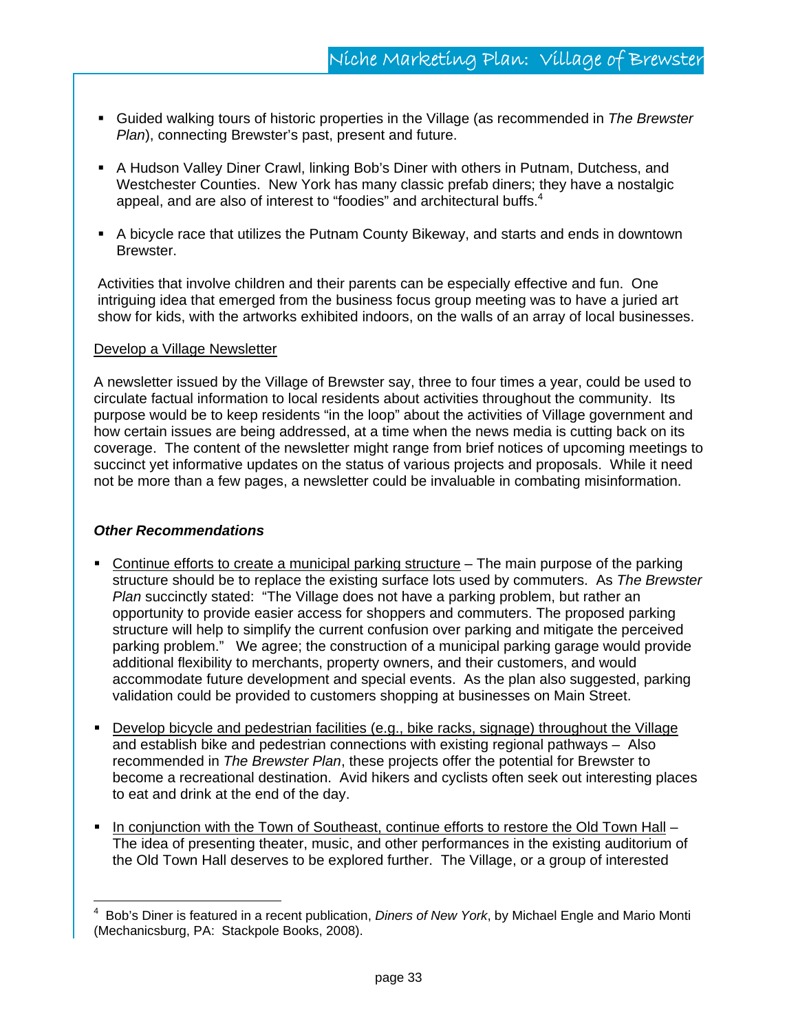- Guided walking tours of historic properties in the Village (as recommended in *The Brewster Plan*), connecting Brewster's past, present and future.

- A Hudson Valley Diner Crawl, linking Bob's Diner with others in Putnam, Dutchess, and Westchester Counties. New York has many classic prefab diners; they have a nostalgic appeal, and are also of interest to "foodies" and architectural buffs.[4]

- A bicycle race that utilizes the Putnam County Bikeway, and starts and ends in downtown Brewster.

Activities that involve children and their parents can be especially effective and fun. One intriguing idea that emerged from the business focus group meeting was to have a juried art show for kids, with the artworks exhibited indoors, on the walls of an array of local businesses.

<u>Develop a Village Newsletter</u>

A newsletter issued by the Village of Brewster say, three to four times a year, could be used to circulate factual information to local residents about activities throughout the community. Its purpose would be to keep residents "in the loop" about the activities of Village government and how certain issues are being addressed, at a time when the news media is cutting back on its coverage. The content of the newsletter might range from brief notices of upcoming meetings to succinct yet informative updates on the status of various projects and proposals. While it need not be more than a few pages, a newsletter could be invaluable in combating misinformation.

***Other Recommendations***

- <u>Continue efforts to create a municipal parking structure</u> – The main purpose of the parking structure should be to replace the existing surface lots used by commuters. As *The Brewster Plan* succinctly stated: "The Village does not have a parking problem, but rather an opportunity to provide easier access for shoppers and commuters. The proposed parking structure will help to simplify the current confusion over parking and mitigate the perceived parking problem." We agree; the construction of a municipal parking garage would provide additional flexibility to merchants, property owners, and their customers, and would accommodate future development and special events. As the plan also suggested, parking validation could be provided to customers shopping at businesses on Main Street.

- <u>Develop bicycle and pedestrian facilities (e.g., bike racks, signage) throughout the Village</u> and establish bike and pedestrian connections with existing regional pathways – Also recommended in *The Brewster Plan*, these projects offer the potential for Brewster to become a recreational destination. Avid hikers and cyclists often seek out interesting places to eat and drink at the end of the day.

- <u>In conjunction with the Town of Southeast, continue efforts to restore the Old Town Hall</u> – The idea of presenting theater, music, and other performances in the existing auditorium of the Old Town Hall deserves to be explored further. The Village, or a group of interested

---

[4] Bob's Diner is featured in a recent publication, *Diners of New York*, by Michael Engle and Mario Monti (Mechanicsburg, PA: Stackpole Books, 2008).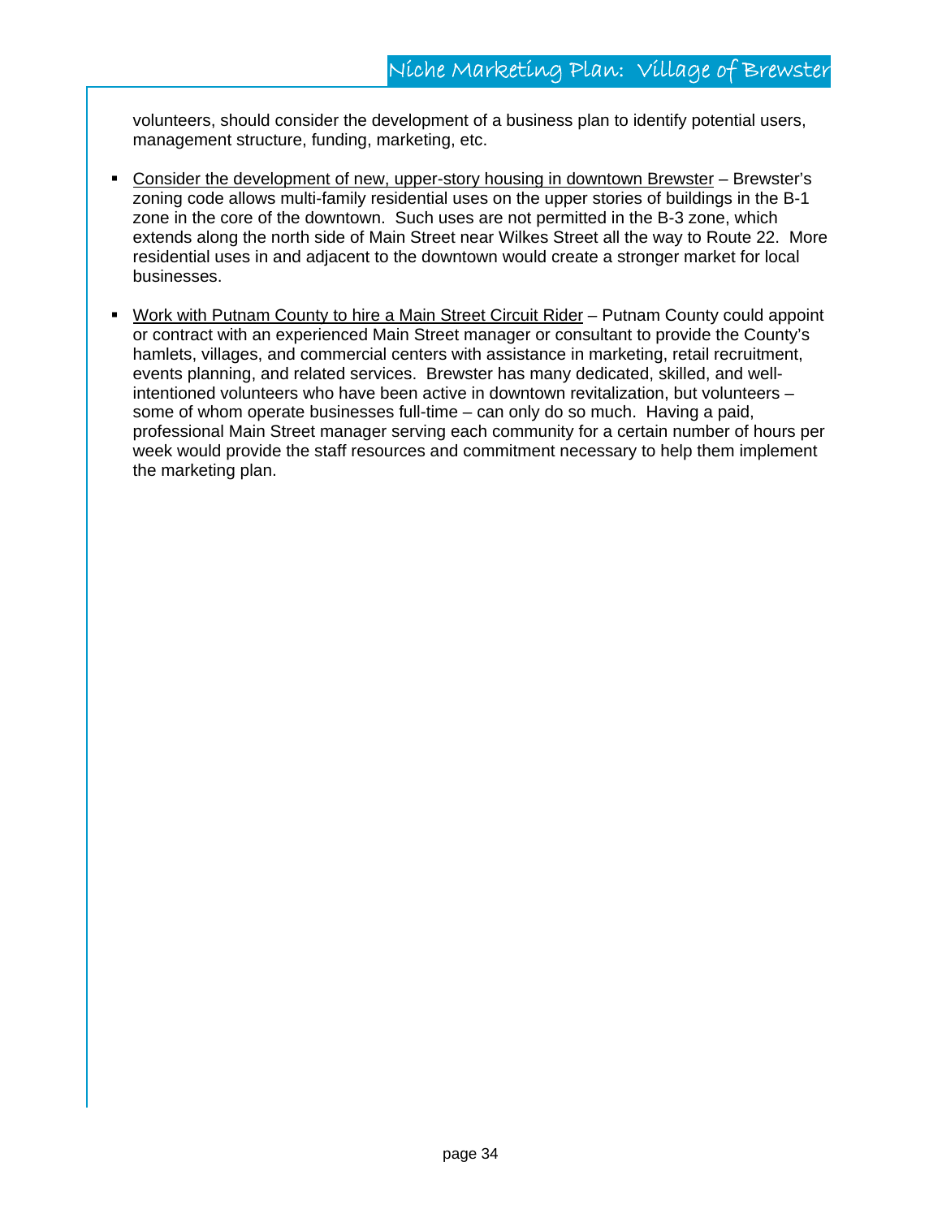volunteers, should consider the development of a business plan to identify potential users, management structure, funding, marketing, etc.

- <u>Consider the development of new, upper-story housing in downtown Brewster</u> – Brewster's zoning code allows multi-family residential uses on the upper stories of buildings in the B-1 zone in the core of the downtown. Such uses are not permitted in the B-3 zone, which extends along the north side of Main Street near Wilkes Street all the way to Route 22. More residential uses in and adjacent to the downtown would create a stronger market for local businesses.

- <u>Work with Putnam County to hire a Main Street Circuit Rider</u> – Putnam County could appoint or contract with an experienced Main Street manager or consultant to provide the County's hamlets, villages, and commercial centers with assistance in marketing, retail recruitment, events planning, and related services. Brewster has many dedicated, skilled, and well-intentioned volunteers who have been active in downtown revitalization, but volunteers – some of whom operate businesses full-time – can only do so much. Having a paid, professional Main Street manager serving each community for a certain number of hours per week would provide the staff resources and commitment necessary to help them implement the marketing plan.